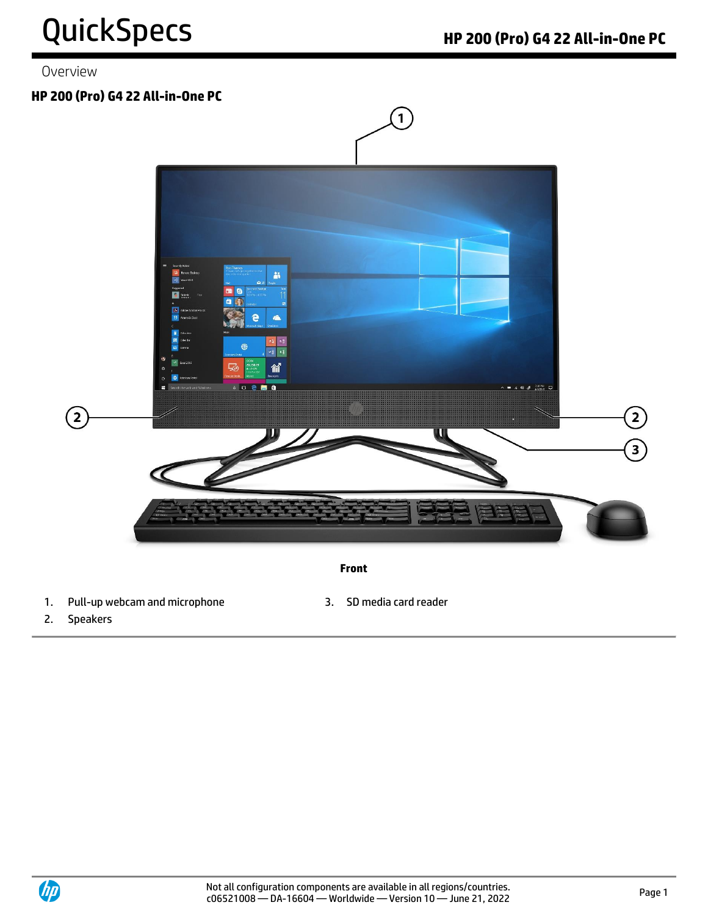# QuickSpecs

Overview

## HP 200 (Pro) G4 22 All-in-One PC

**Front**

1. Pull-up webcam and microphone
2. Speakers
3. SD media card reader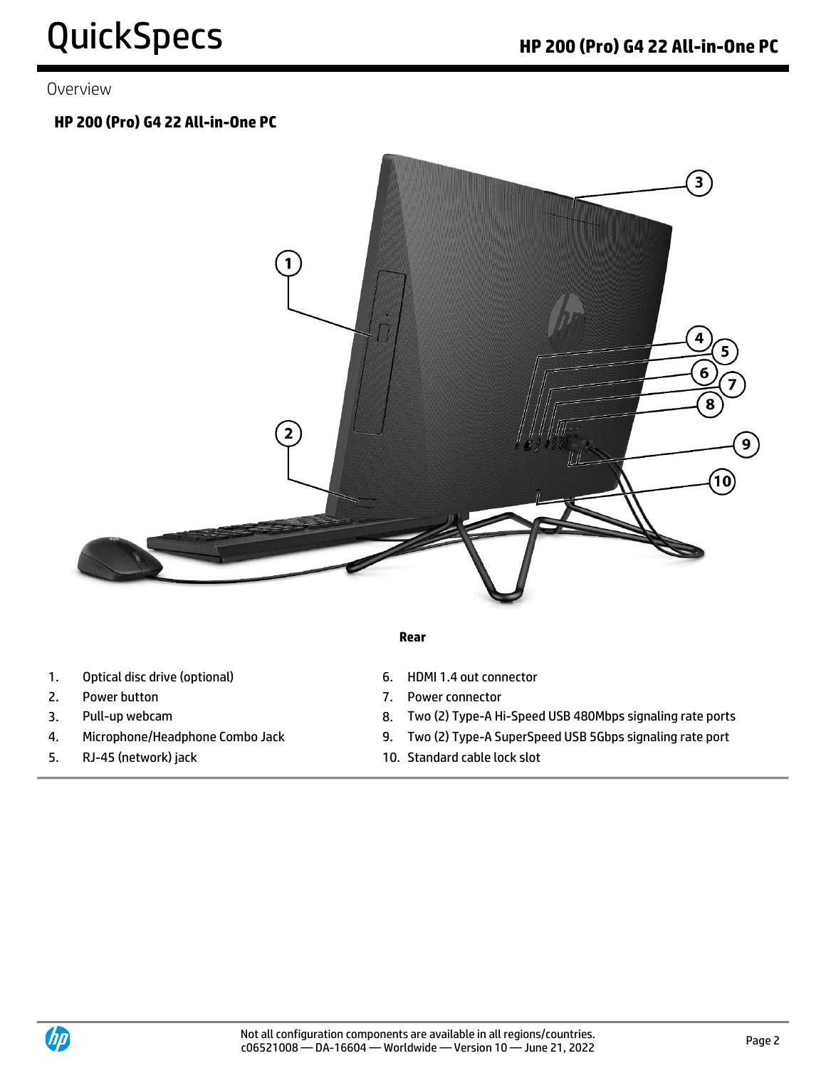Overview

## HP 200 (Pro) G4 22 All-in-One PC

**Rear**

1. Optical disc drive (optional)
2. Power button
3. Pull-up webcam
4. Microphone/Headphone Combo Jack
5. RJ-45 (network) jack
6. HDMI 1.4 out connector
7. Power connector
8. Two (2) Type-A Hi-Speed USB 480Mbps signaling rate ports
9. Two (2) Type-A SuperSpeed USB 5Gbps signaling rate port
10. Standard cable lock slot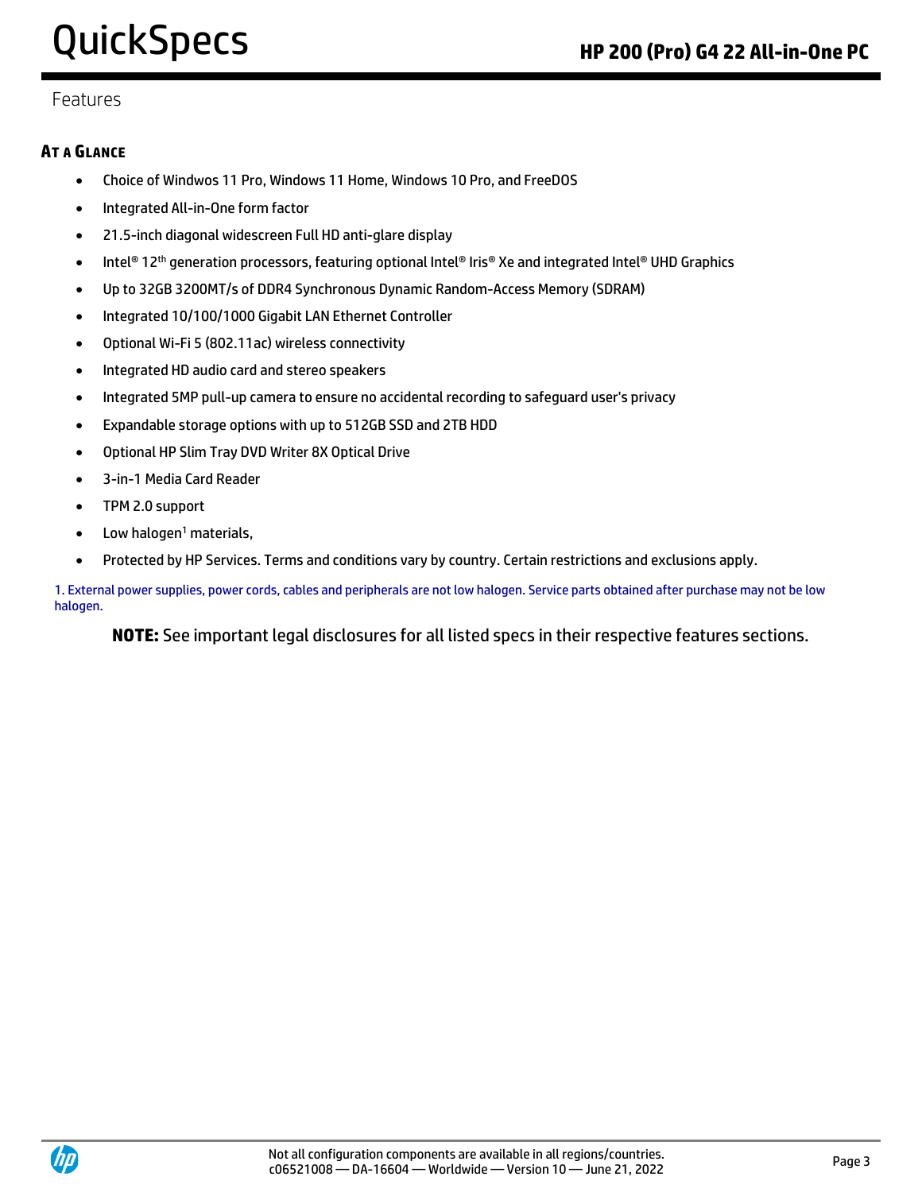Features

## AT A GLANCE

- Choice of Windwos 11 Pro, Windows 11 Home, Windows 10 Pro, and FreeDOS
- Integrated All-in-One form factor
- 21.5-inch diagonal widescreen Full HD anti-glare display
- Intel® 12th generation processors, featuring optional Intel® Iris® Xe and integrated Intel® UHD Graphics
- Up to 32GB 3200MT/s of DDR4 Synchronous Dynamic Random-Access Memory (SDRAM)
- Integrated 10/100/1000 Gigabit LAN Ethernet Controller
- Optional Wi-Fi 5 (802.11ac) wireless connectivity
- Integrated HD audio card and stereo speakers
- Integrated 5MP pull-up camera to ensure no accidental recording to safeguard user's privacy
- Expandable storage options with up to 512GB SSD and 2TB HDD
- Optional HP Slim Tray DVD Writer 8X Optical Drive
- 3-in-1 Media Card Reader
- TPM 2.0 support
- Low halogen[1] materials,
- Protected by HP Services. Terms and conditions vary by country. Certain restrictions and exclusions apply.

1. External power supplies, power cords, cables and peripherals are not low halogen. Service parts obtained after purchase may not be low halogen.

**NOTE:** See important legal disclosures for all listed specs in their respective features sections.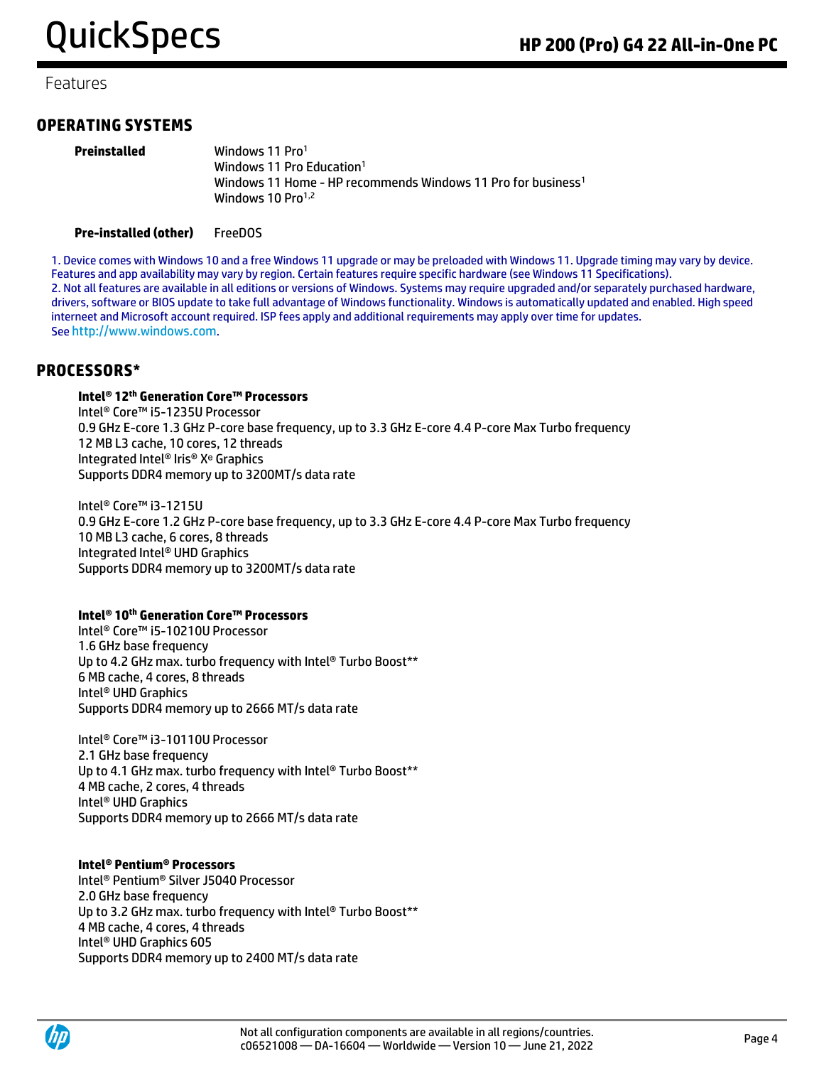Features

## OPERATING SYSTEMS

| | |
|---|---|
| **Preinstalled** | Windows 11 Pro[1] <br> Windows 11 Pro Education[1] <br> Windows 11 Home - HP recommends Windows 11 Pro for business[1] <br> Windows 10 Pro[1,2] |
| **Pre-installed (other)** | FreeDOS |

1. Device comes with Windows 10 and a free Windows 11 upgrade or may be preloaded with Windows 11. Upgrade timing may vary by device. Features and app availability may vary by region. Certain features require specific hardware (see Windows 11 Specifications).
2. Not all features are available in all editions or versions of Windows. Systems may require upgraded and/or separately purchased hardware, drivers, software or BIOS update to take full advantage of Windows functionality. Windows is automatically updated and enabled. High speed interneet and Microsoft account required. ISP fees apply and additional requirements may apply over time for updates. See http://www.windows.com.

## PROCESSORS*

**Intel® 12th Generation Core™ Processors**
Intel® Core™ i5-1235U Processor
0.9 GHz E-core 1.3 GHz P-core base frequency, up to 3.3 GHz E-core 4.4 P-core Max Turbo frequency
12 MB L3 cache, 10 cores, 12 threads
Integrated Intel® Iris® Xe Graphics
Supports DDR4 memory up to 3200MT/s data rate

Intel® Core™ i3-1215U
0.9 GHz E-core 1.2 GHz P-core base frequency, up to 3.3 GHz E-core 4.4 P-core Max Turbo frequency
10 MB L3 cache, 6 cores, 8 threads
Integrated Intel® UHD Graphics
Supports DDR4 memory up to 3200MT/s data rate

**Intel® 10th Generation Core™ Processors**
Intel® Core™ i5-10210U Processor
1.6 GHz base frequency
Up to 4.2 GHz max. turbo frequency with Intel® Turbo Boost**
6 MB cache, 4 cores, 8 threads
Intel® UHD Graphics
Supports DDR4 memory up to 2666 MT/s data rate

Intel® Core™ i3-10110U Processor
2.1 GHz base frequency
Up to 4.1 GHz max. turbo frequency with Intel® Turbo Boost**
4 MB cache, 2 cores, 4 threads
Intel® UHD Graphics
Supports DDR4 memory up to 2666 MT/s data rate

**Intel® Pentium® Processors**
Intel® Pentium® Silver J5040 Processor
2.0 GHz base frequency
Up to 3.2 GHz max. turbo frequency with Intel® Turbo Boost**
4 MB cache, 4 cores, 4 threads
Intel® UHD Graphics 605
Supports DDR4 memory up to 2400 MT/s data rate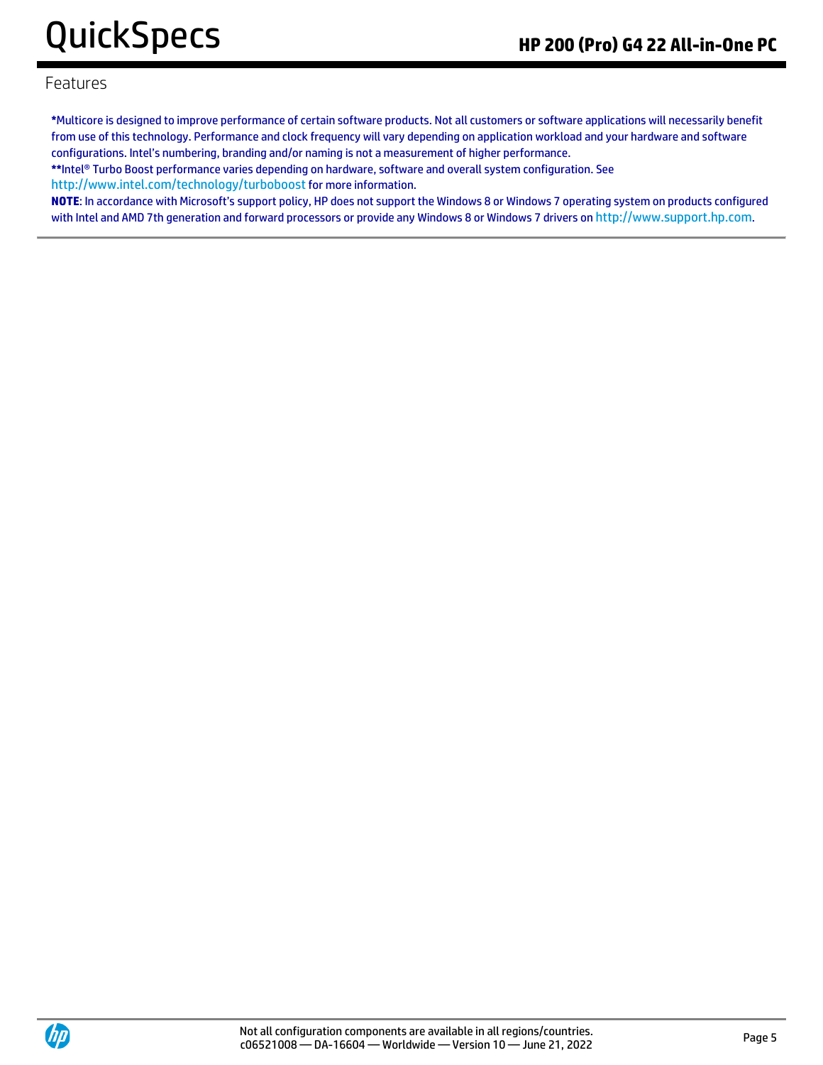## Features

**\***Multicore is designed to improve performance of certain software products. Not all customers or software applications will necessarily benefit from use of this technology. Performance and clock frequency will vary depending on application workload and your hardware and software configurations. Intel's numbering, branding and/or naming is not a measurement of higher performance.

**\*\***Intel® Turbo Boost performance varies depending on hardware, software and overall system configuration. See http://www.intel.com/technology/turboboost for more information.

**NOTE**: In accordance with Microsoft's support policy, HP does not support the Windows 8 or Windows 7 operating system on products configured with Intel and AMD 7th generation and forward processors or provide any Windows 8 or Windows 7 drivers on http://www.support.hp.com.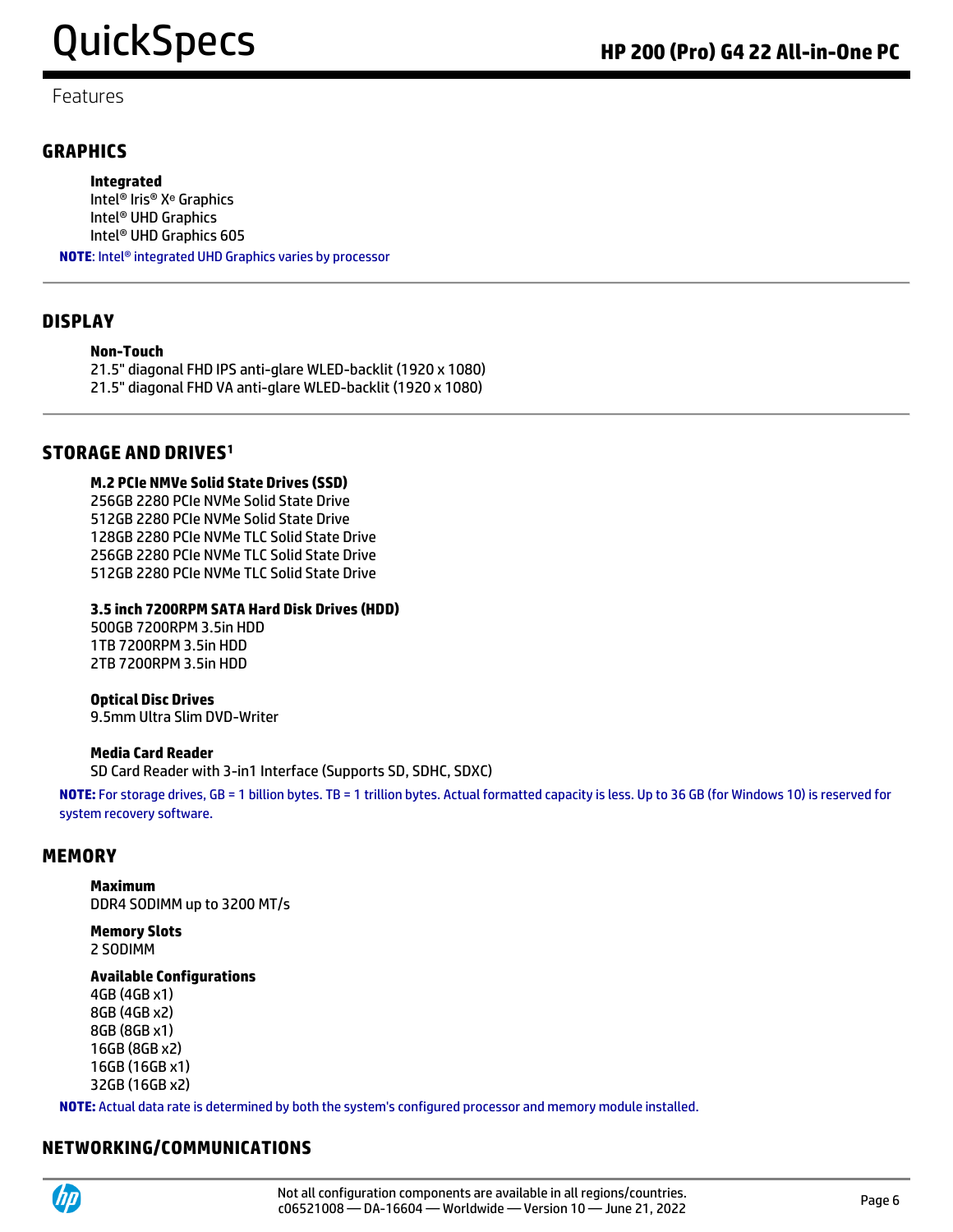Features

## GRAPHICS

**Integrated**
Intel® Iris® Xe Graphics
Intel® UHD Graphics
Intel® UHD Graphics 605

**NOTE**: Intel® integrated UHD Graphics varies by processor

## DISPLAY

**Non-Touch**
21.5" diagonal FHD IPS anti-glare WLED-backlit (1920 x 1080)
21.5" diagonal FHD VA anti-glare WLED-backlit (1920 x 1080)

## STORAGE AND DRIVES[1]

**M.2 PCIe NMVe Solid State Drives (SSD)**
256GB 2280 PCIe NVMe Solid State Drive
512GB 2280 PCIe NVMe Solid State Drive
128GB 2280 PCIe NVMe TLC Solid State Drive
256GB 2280 PCIe NVMe TLC Solid State Drive
512GB 2280 PCIe NVMe TLC Solid State Drive

**3.5 inch 7200RPM SATA Hard Disk Drives (HDD)**
500GB 7200RPM 3.5in HDD
1TB 7200RPM 3.5in HDD
2TB 7200RPM 3.5in HDD

**Optical Disc Drives**
9.5mm Ultra Slim DVD-Writer

**Media Card Reader**
SD Card Reader with 3-in1 Interface (Supports SD, SDHC, SDXC)

**NOTE:** For storage drives, GB = 1 billion bytes. TB = 1 trillion bytes. Actual formatted capacity is less. Up to 36 GB (for Windows 10) is reserved for system recovery software.

## MEMORY

**Maximum**
DDR4 SODIMM up to 3200 MT/s

**Memory Slots**
2 SODIMM

**Available Configurations**
4GB (4GB x1)
8GB (4GB x2)
8GB (8GB x1)
16GB (8GB x2)
16GB (16GB x1)
32GB (16GB x2)

**NOTE:** Actual data rate is determined by both the system's configured processor and memory module installed.

## NETWORKING/COMMUNICATIONS

Not all configuration components are available in all regions/countries.
c06521008 — DA-16604 — Worldwide — Version 10 — June 21, 2022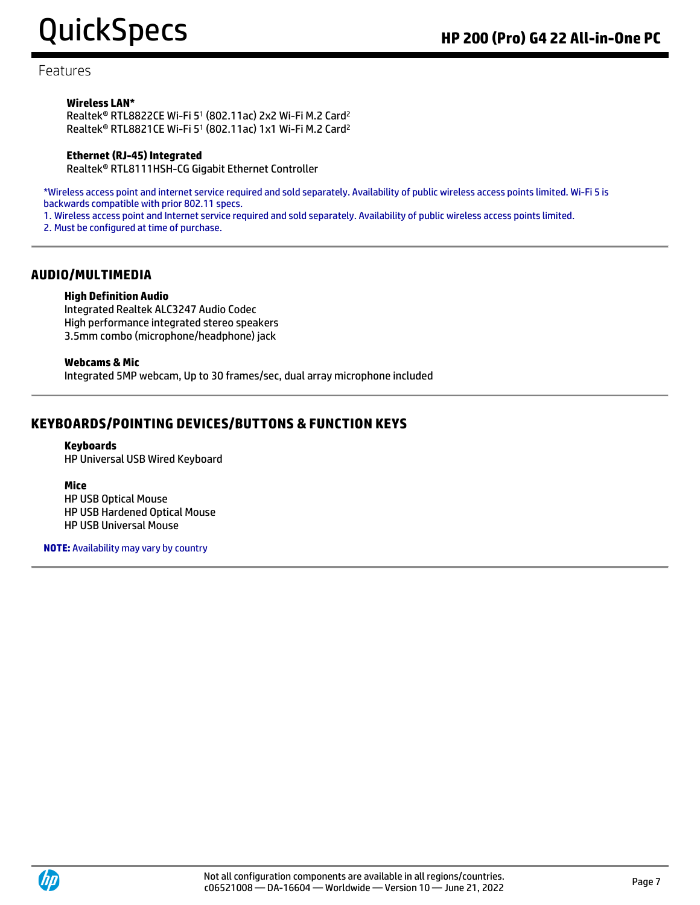Features

**Wireless LAN***
Realtek® RTL8822CE Wi-Fi 5[1] (802.11ac) 2x2 Wi-Fi M.2 Card[2]
Realtek® RTL8821CE Wi-Fi 5[1] (802.11ac) 1x1 Wi-Fi M.2 Card[2]

**Ethernet (RJ-45) Integrated**
Realtek® RTL8111HSH-CG Gigabit Ethernet Controller

*Wireless access point and internet service required and sold separately. Availability of public wireless access points limited. Wi-Fi 5 is backwards compatible with prior 802.11 specs.
1. Wireless access point and Internet service required and sold separately. Availability of public wireless access points limited.
2. Must be configured at time of purchase.

## AUDIO/MULTIMEDIA

**High Definition Audio**
Integrated Realtek ALC3247 Audio Codec
High performance integrated stereo speakers
3.5mm combo (microphone/headphone) jack

**Webcams & Mic**
Integrated 5MP webcam, Up to 30 frames/sec, dual array microphone included

## KEYBOARDS/POINTING DEVICES/BUTTONS & FUNCTION KEYS

**Keyboards**
HP Universal USB Wired Keyboard

**Mice**
HP USB Optical Mouse
HP USB Hardened Optical Mouse
HP USB Universal Mouse

**NOTE:** Availability may vary by country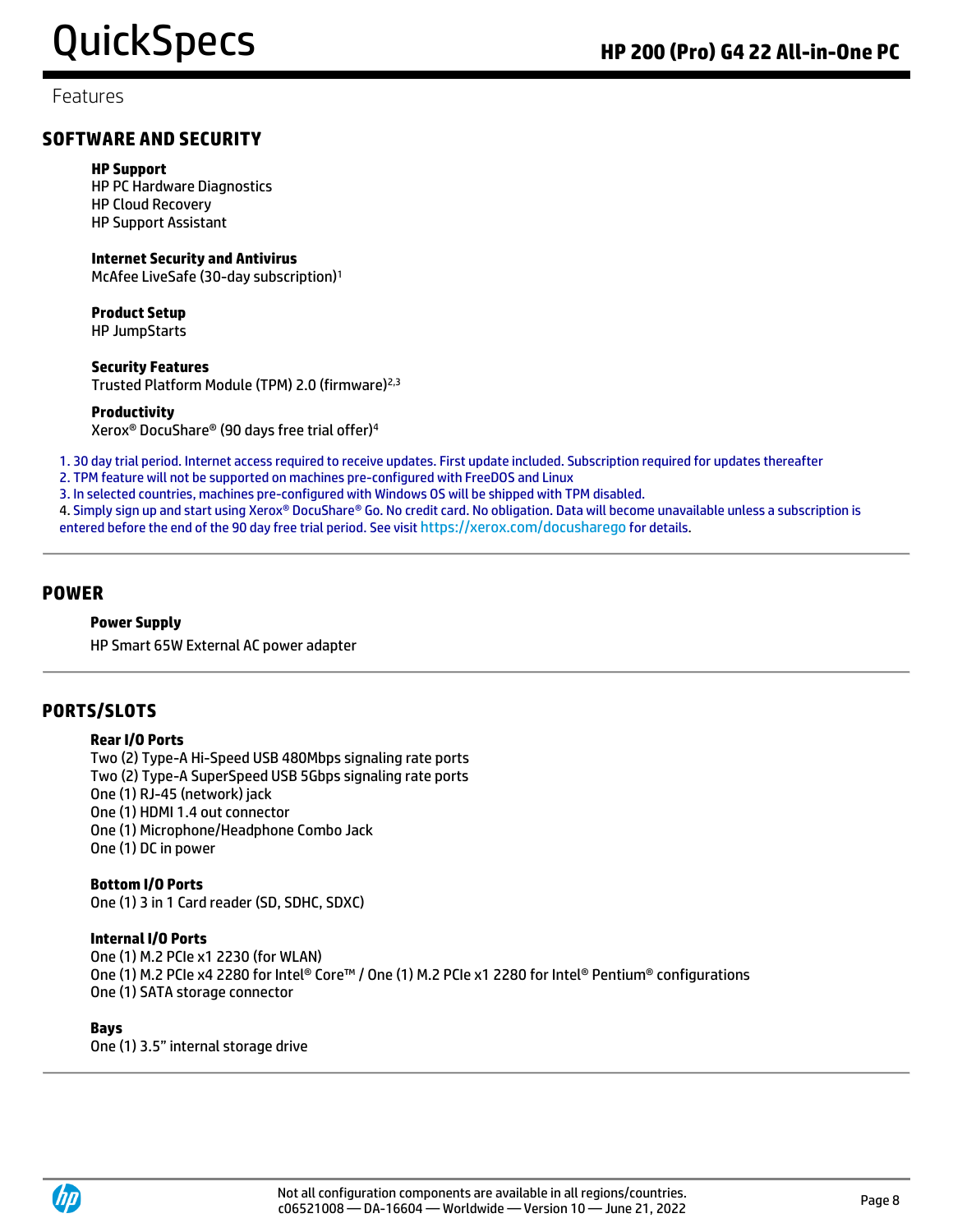Features

## SOFTWARE AND SECURITY

**HP Support**
HP PC Hardware Diagnostics
HP Cloud Recovery
HP Support Assistant

**Internet Security and Antivirus**
McAfee LiveSafe (30-day subscription)[1]

**Product Setup**
HP JumpStarts

**Security Features**
Trusted Platform Module (TPM) 2.0 (firmware)[2,3]

**Productivity**
Xerox® DocuShare® (90 days free trial offer)[4]

1. 30 day trial period. Internet access required to receive updates. First update included. Subscription required for updates thereafter
2. TPM feature will not be supported on machines pre-configured with FreeDOS and Linux
3. In selected countries, machines pre-configured with Windows OS will be shipped with TPM disabled.
4. Simply sign up and start using Xerox® DocuShare® Go. No credit card. No obligation. Data will become unavailable unless a subscription is entered before the end of the 90 day free trial period. See visit https://xerox.com/docusharego for details.

## POWER

**Power Supply**
HP Smart 65W External AC power adapter

## PORTS/SLOTS

**Rear I/O Ports**
Two (2) Type-A Hi-Speed USB 480Mbps signaling rate ports
Two (2) Type-A SuperSpeed USB 5Gbps signaling rate ports
One (1) RJ-45 (network) jack
One (1) HDMI 1.4 out connector
One (1) Microphone/Headphone Combo Jack
One (1) DC in power

**Bottom I/O Ports**
One (1) 3 in 1 Card reader (SD, SDHC, SDXC)

**Internal I/O Ports**
One (1) M.2 PCIe x1 2230 (for WLAN)
One (1) M.2 PCIe x4 2280 for Intel® Core™ / One (1) M.2 PCIe x1 2280 for Intel® Pentium® configurations
One (1) SATA storage connector

**Bays**
One (1) 3.5" internal storage drive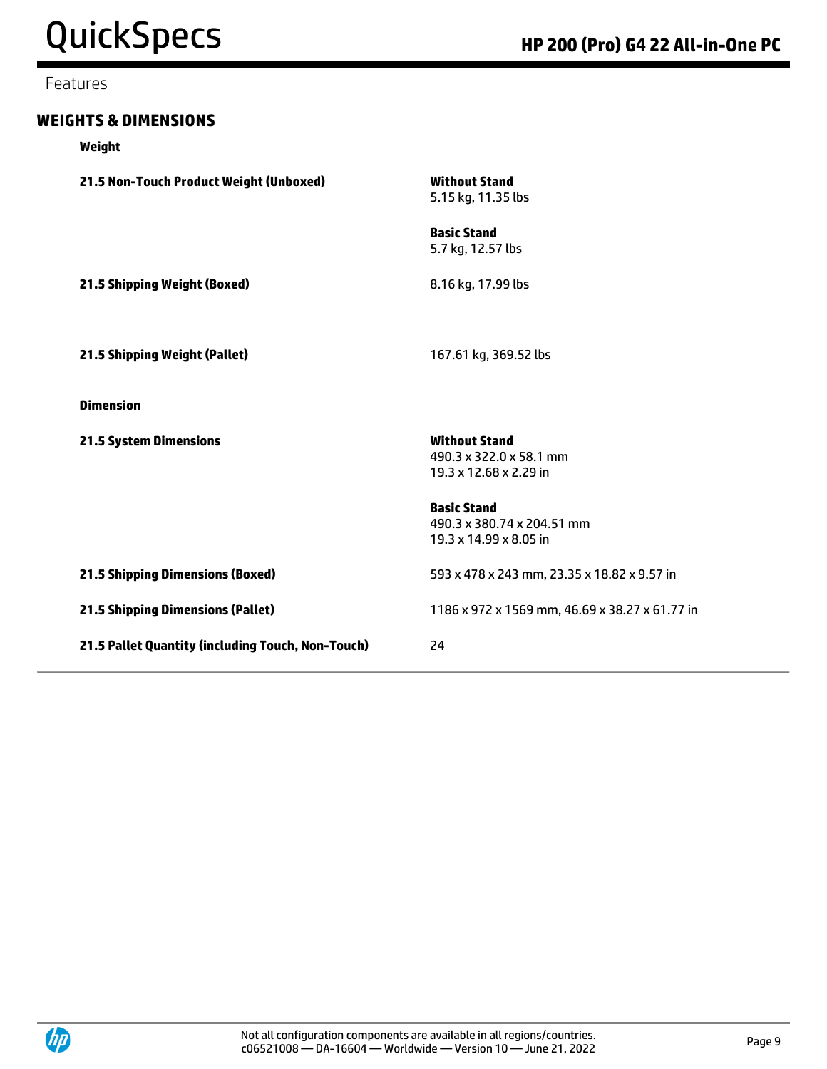Features

## WEIGHTS & DIMENSIONS

### Weight

| | |
|---|---|
| **21.5 Non-Touch Product Weight (Unboxed)** | **Without Stand**<br>5.15 kg, 11.35 lbs<br><br>**Basic Stand**<br>5.7 kg, 12.57 lbs |
| **21.5 Shipping Weight (Boxed)** | 8.16 kg, 17.99 lbs |
| **21.5 Shipping Weight (Pallet)** | 167.61 kg, 369.52 lbs |

### Dimension

| | |
|---|---|
| **21.5 System Dimensions** | **Without Stand**<br>490.3 x 322.0 x 58.1 mm<br>19.3 x 12.68 x 2.29 in<br><br>**Basic Stand**<br>490.3 x 380.74 x 204.51 mm<br>19.3 x 14.99 x 8.05 in |
| **21.5 Shipping Dimensions (Boxed)** | 593 x 478 x 243 mm, 23.35 x 18.82 x 9.57 in |
| **21.5 Shipping Dimensions (Pallet)** | 1186 x 972 x 1569 mm, 46.69 x 38.27 x 61.77 in |
| **21.5 Pallet Quantity (including Touch, Non-Touch)** | 24 |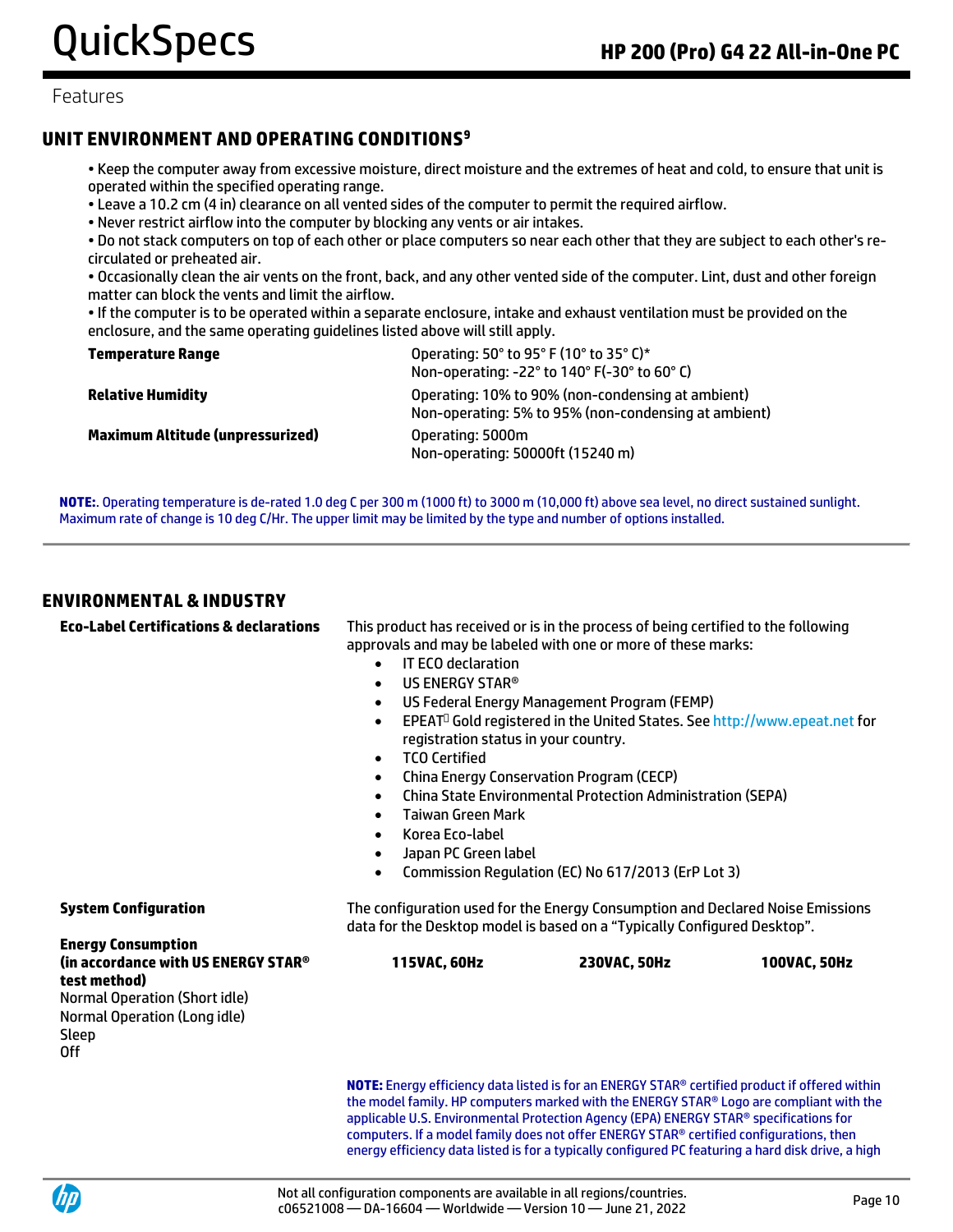Features

## UNIT ENVIRONMENT AND OPERATING CONDITIONS[9]

• Keep the computer away from excessive moisture, direct moisture and the extremes of heat and cold, to ensure that unit is operated within the specified operating range.
• Leave a 10.2 cm (4 in) clearance on all vented sides of the computer to permit the required airflow.
• Never restrict airflow into the computer by blocking any vents or air intakes.
• Do not stack computers on top of each other or place computers so near each other that they are subject to each other's re-circulated or preheated air.
• Occasionally clean the air vents on the front, back, and any other vented side of the computer. Lint, dust and other foreign matter can block the vents and limit the airflow.
• If the computer is to be operated within a separate enclosure, intake and exhaust ventilation must be provided on the enclosure, and the same operating guidelines listed above will still apply.

| | |
|---|---|
| **Temperature Range** | Operating: 50° to 95° F (10° to 35° C)*<br>Non-operating: -22° to 140° F(-30° to 60° C) |
| **Relative Humidity** | Operating: 10% to 90% (non-condensing at ambient)<br>Non-operating: 5% to 95% (non-condensing at ambient) |
| **Maximum Altitude (unpressurized)** | Operating: 5000m<br>Non-operating: 50000ft (15240 m) |

**NOTE:**. Operating temperature is de-rated 1.0 deg C per 300 m (1000 ft) to 3000 m (10,000 ft) above sea level, no direct sustained sunlight. Maximum rate of change is 10 deg C/Hr. The upper limit may be limited by the type and number of options installed.

## ENVIRONMENTAL & INDUSTRY

**Eco-Label Certifications & declarations**

This product has received or is in the process of being certified to the following approvals and may be labeled with one or more of these marks:

- IT ECO declaration
- US ENERGY STAR®
- US Federal Energy Management Program (FEMP)
- EPEAT Gold registered in the United States. See http://www.epeat.net for registration status in your country.
- TCO Certified
- China Energy Conservation Program (CECP)
- China State Environmental Protection Administration (SEPA)
- Taiwan Green Mark
- Korea Eco-label
- Japan PC Green label
- Commission Regulation (EC) No 617/2013 (ErP Lot 3)

**System Configuration**

The configuration used for the Energy Consumption and Declared Noise Emissions data for the Desktop model is based on a “Typically Configured Desktop”.

| **Energy Consumption (in accordance with US ENERGY STAR® test method)** | **115VAC, 60Hz** | **230VAC, 50Hz** | **100VAC, 50Hz** |
|---|---|---|---|
| Normal Operation (Short idle) | | | |
| Normal Operation (Long idle) | | | |
| Sleep | | | |
| Off | | | |

**NOTE:** Energy efficiency data listed is for an ENERGY STAR® certified product if offered within the model family. HP computers marked with the ENERGY STAR® Logo are compliant with the applicable U.S. Environmental Protection Agency (EPA) ENERGY STAR® specifications for computers. If a model family does not offer ENERGY STAR® certified configurations, then energy efficiency data listed is for a typically configured PC featuring a hard disk drive, a high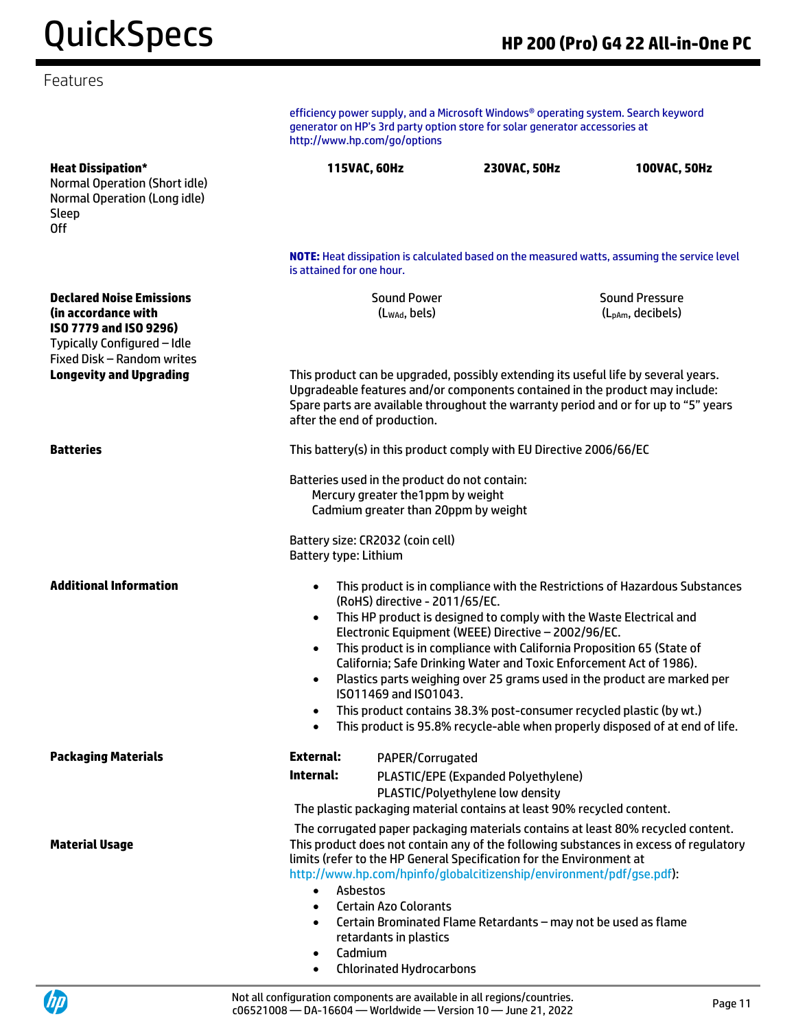## Features

efficiency power supply, and a Microsoft Windows® operating system. Search keyword generator on HP's 3rd party option store for solar generator accessories at http://www.hp.com/go/options

| Heat Dissipation* | 115VAC, 60Hz | 230VAC, 50Hz | 100VAC, 50Hz |
|---|---|---|---|
| Normal Operation (Short idle) | | | |
| Normal Operation (Long idle) | | | |
| Sleep | | | |
| Off | | | |

**NOTE:** Heat dissipation is calculated based on the measured watts, assuming the service level is attained for one hour.

| Declared Noise Emissions (in accordance with ISO 7779 and ISO 9296) | Sound Power ($L_{WAd}$, bels) | Sound Pressure ($L_{pAm}$, decibels) |
|---|---|---|
| Typically Configured – Idle | | |
| Fixed Disk – Random writes | | |

**Longevity and Upgrading**

This product can be upgraded, possibly extending its useful life by several years. Upgradeable features and/or components contained in the product may include: Spare parts are available throughout the warranty period and or for up to "5" years after the end of production.

**Batteries**

This battery(s) in this product comply with EU Directive 2006/66/EC

Batteries used in the product do not contain:
- Mercury greater the1ppm by weight
- Cadmium greater than 20ppm by weight

Battery size: CR2032 (coin cell)
Battery type: Lithium

**Additional Information**

- This product is in compliance with the Restrictions of Hazardous Substances (RoHS) directive - 2011/65/EC.
- This HP product is designed to comply with the Waste Electrical and Electronic Equipment (WEEE) Directive – 2002/96/EC.
- This product is in compliance with California Proposition 65 (State of California; Safe Drinking Water and Toxic Enforcement Act of 1986).
- Plastics parts weighing over 25 grams used in the product are marked per ISO11469 and ISO1043.
- This product contains 38.3% post-consumer recycled plastic (by wt.)
- This product is 95.8% recycle-able when properly disposed of at end of life.

**Packaging Materials**

**External:** PAPER/Corrugated

**Internal:** PLASTIC/EPE (Expanded Polyethylene)
PLASTIC/Polyethylene low density

The plastic packaging material contains at least 90% recycled content.

The corrugated paper packaging materials contains at least 80% recycled content.

**Material Usage**

This product does not contain any of the following substances in excess of regulatory limits (refer to the HP General Specification for the Environment at http://www.hp.com/hpinfo/globalcitizenship/environment/pdf/gse.pdf):

- Asbestos
- Certain Azo Colorants
- Certain Brominated Flame Retardants – may not be used as flame retardants in plastics
- Cadmium
- Chlorinated Hydrocarbons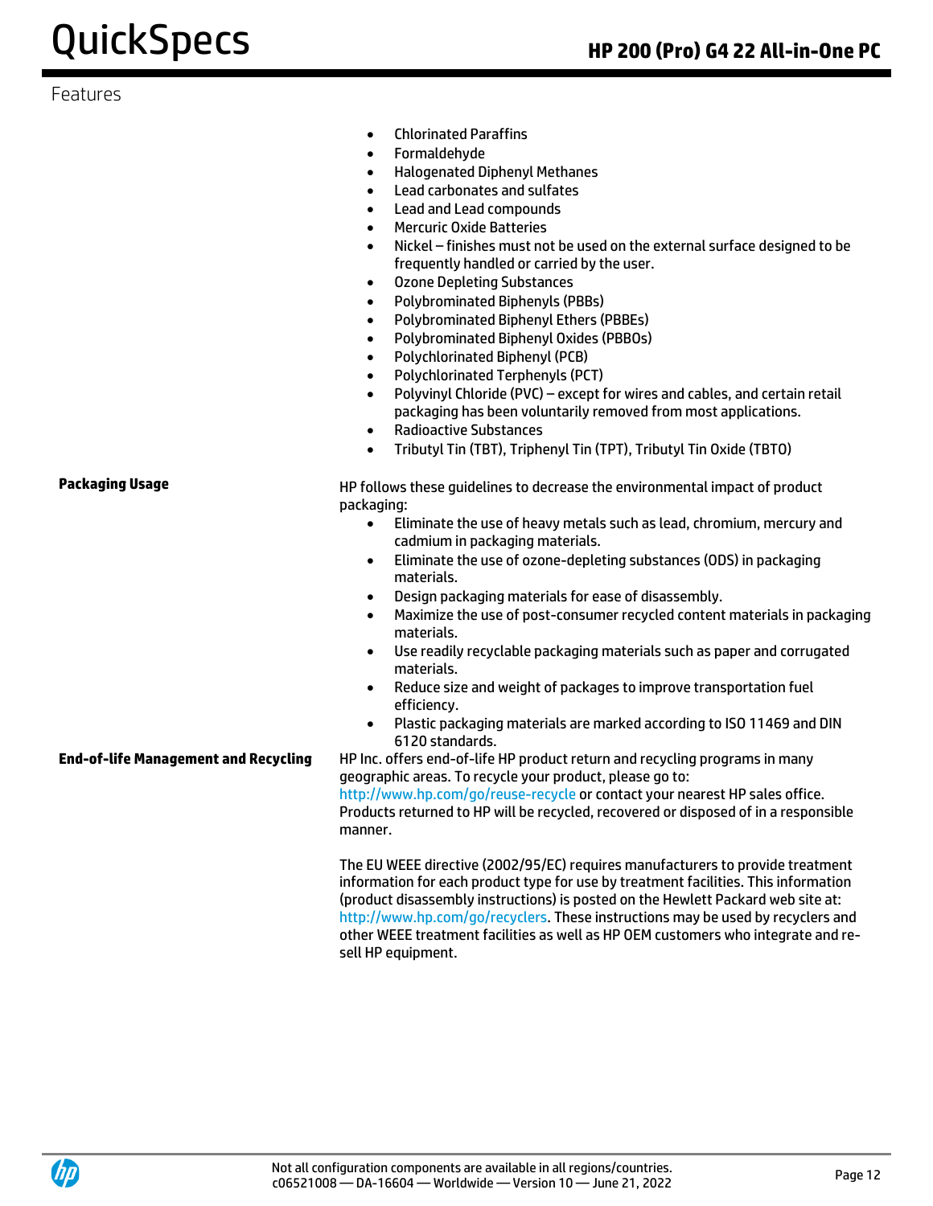Features

- Chlorinated Paraffins
- Formaldehyde
- Halogenated Diphenyl Methanes
- Lead carbonates and sulfates
- Lead and Lead compounds
- Mercuric Oxide Batteries
- Nickel – finishes must not be used on the external surface designed to be frequently handled or carried by the user.
- Ozone Depleting Substances
- Polybrominated Biphenyls (PBBs)
- Polybrominated Biphenyl Ethers (PBBEs)
- Polybrominated Biphenyl Oxides (PBBOs)
- Polychlorinated Biphenyl (PCB)
- Polychlorinated Terphenyls (PCT)
- Polyvinyl Chloride (PVC) – except for wires and cables, and certain retail packaging has been voluntarily removed from most applications.
- Radioactive Substances
- Tributyl Tin (TBT), Triphenyl Tin (TPT), Tributyl Tin Oxide (TBTO)

**Packaging Usage**

HP follows these guidelines to decrease the environmental impact of product packaging:

- Eliminate the use of heavy metals such as lead, chromium, mercury and cadmium in packaging materials.
- Eliminate the use of ozone-depleting substances (ODS) in packaging materials.
- Design packaging materials for ease of disassembly.
- Maximize the use of post-consumer recycled content materials in packaging materials.
- Use readily recyclable packaging materials such as paper and corrugated materials.
- Reduce size and weight of packages to improve transportation fuel efficiency.
- Plastic packaging materials are marked according to ISO 11469 and DIN 6120 standards.

**End-of-life Management and Recycling**

HP Inc. offers end-of-life HP product return and recycling programs in many geographic areas. To recycle your product, please go to: http://www.hp.com/go/reuse-recycle or contact your nearest HP sales office. Products returned to HP will be recycled, recovered or disposed of in a responsible manner.

The EU WEEE directive (2002/95/EC) requires manufacturers to provide treatment information for each product type for use by treatment facilities. This information (product disassembly instructions) is posted on the Hewlett Packard web site at: http://www.hp.com/go/recyclers. These instructions may be used by recyclers and other WEEE treatment facilities as well as HP OEM customers who integrate and re-sell HP equipment.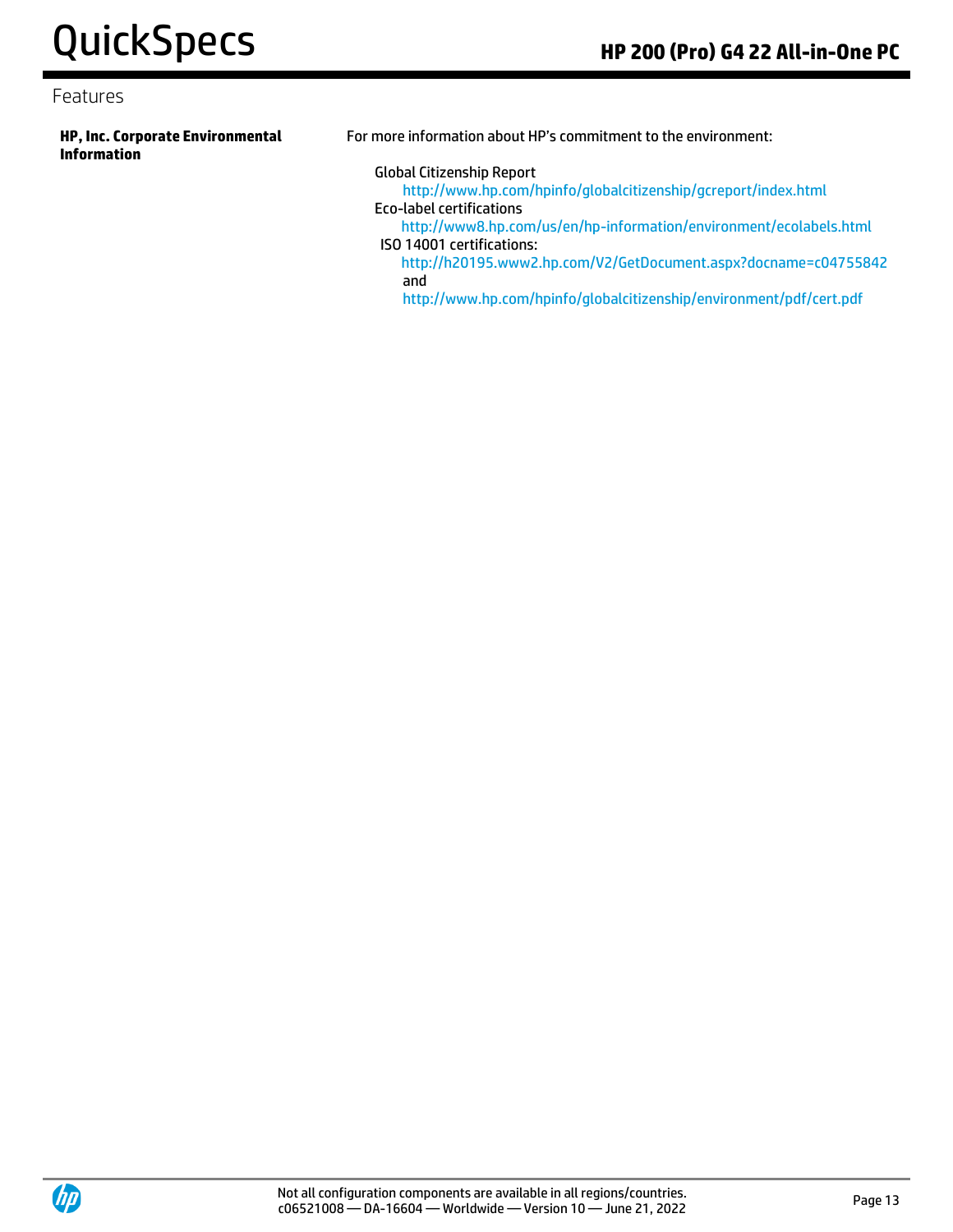## Features

**HP, Inc. Corporate Environmental Information**

For more information about HP's commitment to the environment:

Global Citizenship Report

http://www.hp.com/hpinfo/globalcitizenship/gcreport/index.html

Eco-label certifications

http://www8.hp.com/us/en/hp-information/environment/ecolabels.html

ISO 14001 certifications:

http://h20195.www2.hp.com/V2/GetDocument.aspx?docname=c04755842

and

http://www.hp.com/hpinfo/globalcitizenship/environment/pdf/cert.pdf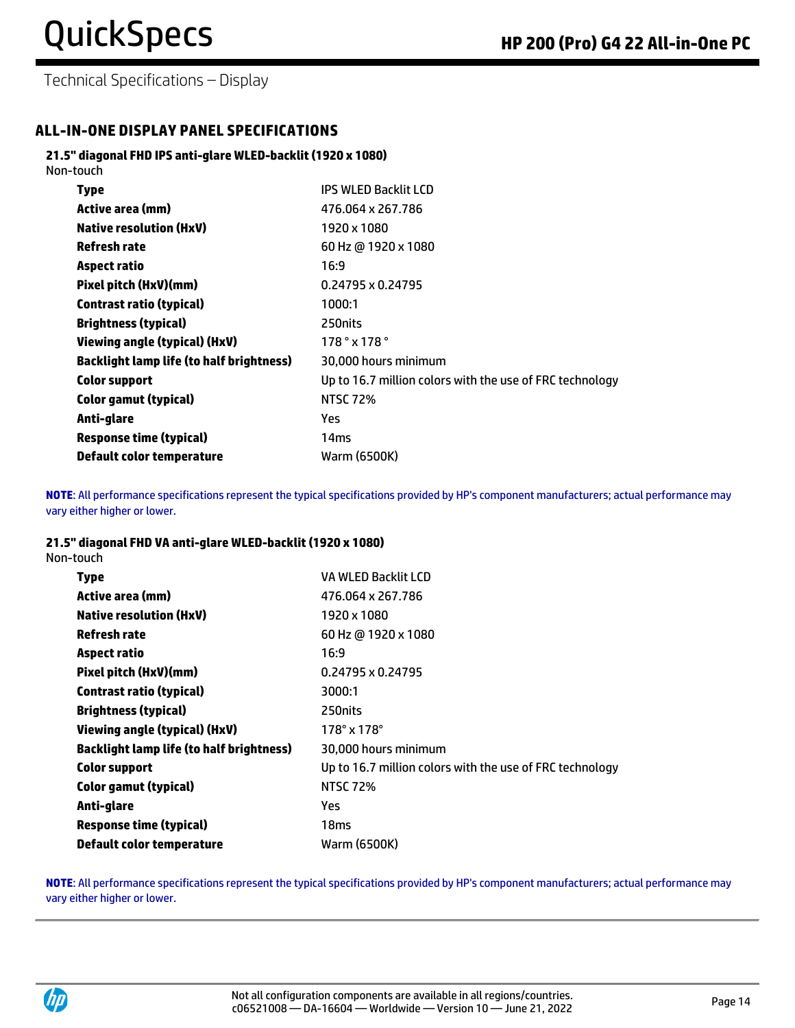Technical Specifications – Display

## ALL-IN-ONE DISPLAY PANEL SPECIFICATIONS

### 21.5" diagonal FHD IPS anti-glare WLED-backlit (1920 x 1080)

Non-touch

| | |
|---|---|
| **Type** | IPS WLED Backlit LCD |
| **Active area (mm)** | 476.064 x 267.786 |
| **Native resolution (HxV)** | 1920 x 1080 |
| **Refresh rate** | 60 Hz @ 1920 x 1080 |
| **Aspect ratio** | 16:9 |
| **Pixel pitch (HxV)(mm)** | 0.24795 x 0.24795 |
| **Contrast ratio (typical)** | 1000:1 |
| **Brightness (typical)** | 250nits |
| **Viewing angle (typical) (HxV)** | 178 ° x 178 ° |
| **Backlight lamp life (to half brightness)** | 30,000 hours minimum |
| **Color support** | Up to 16.7 million colors with the use of FRC technology |
| **Color gamut (typical)** | NTSC 72% |
| **Anti-glare** | Yes |
| **Response time (typical)** | 14ms |
| **Default color temperature** | Warm (6500K) |

**NOTE**: All performance specifications represent the typical specifications provided by HP's component manufacturers; actual performance may vary either higher or lower.

### 21.5" diagonal FHD VA anti-glare WLED-backlit (1920 x 1080)

Non-touch

| | |
|---|---|
| **Type** | VA WLED Backlit LCD |
| **Active area (mm)** | 476.064 x 267.786 |
| **Native resolution (HxV)** | 1920 x 1080 |
| **Refresh rate** | 60 Hz @ 1920 x 1080 |
| **Aspect ratio** | 16:9 |
| **Pixel pitch (HxV)(mm)** | 0.24795 x 0.24795 |
| **Contrast ratio (typical)** | 3000:1 |
| **Brightness (typical)** | 250nits |
| **Viewing angle (typical) (HxV)** | 178° x 178° |
| **Backlight lamp life (to half brightness)** | 30,000 hours minimum |
| **Color support** | Up to 16.7 million colors with the use of FRC technology |
| **Color gamut (typical)** | NTSC 72% |
| **Anti-glare** | Yes |
| **Response time (typical)** | 18ms |
| **Default color temperature** | Warm (6500K) |

**NOTE**: All performance specifications represent the typical specifications provided by HP's component manufacturers; actual performance may vary either higher or lower.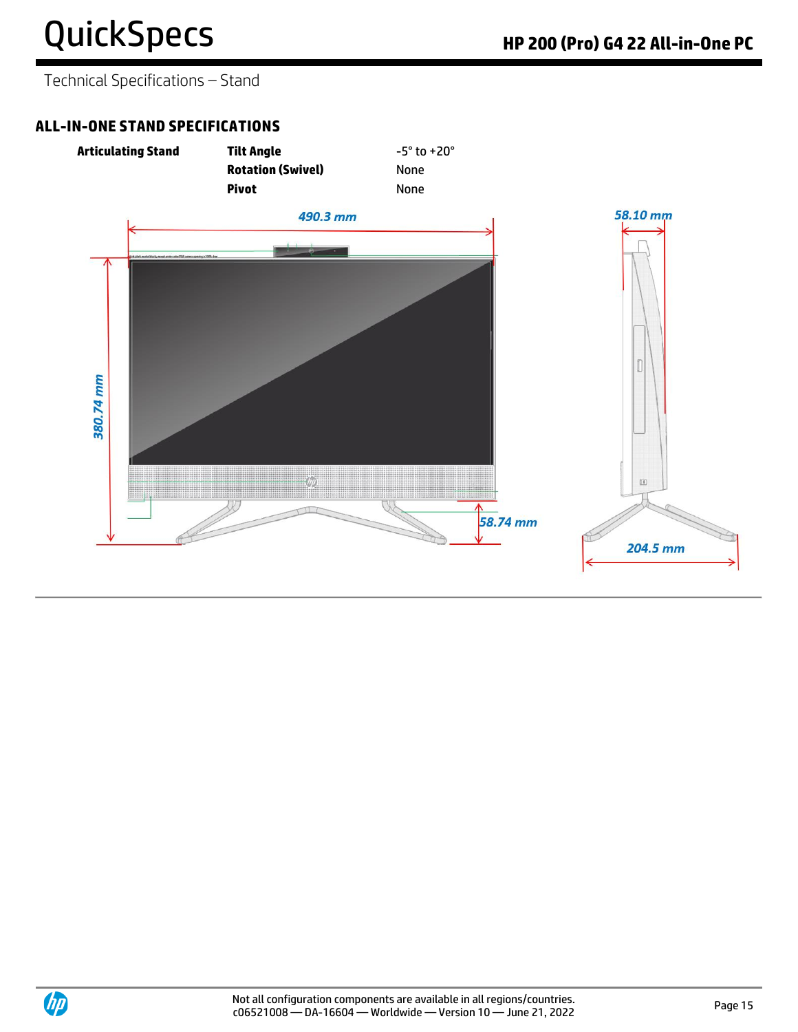Technical Specifications – Stand

## ALL-IN-ONE STAND SPECIFICATIONS

| | | |
|---|---|---|
| **Articulating Stand** | **Tilt Angle** | -5° to +20° |
| | **Rotation (Swivel)** | None |
| | **Pivot** | None |

490.3 mm

58.10 mm

380.74 mm

58.74 mm

204.5 mm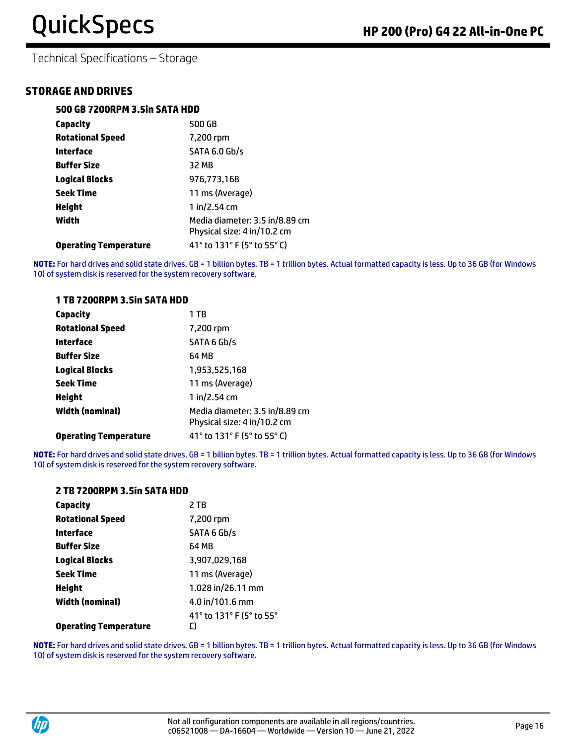Technical Specifications – Storage

## STORAGE AND DRIVES

### 500 GB 7200RPM 3.5in SATA HDD

| | |
|---|---|
| **Capacity** | 500 GB |
| **Rotational Speed** | 7,200 rpm |
| **Interface** | SATA 6.0 Gb/s |
| **Buffer Size** | 32 MB |
| **Logical Blocks** | 976,773,168 |
| **Seek Time** | 11 ms (Average) |
| **Height** | 1 in/2.54 cm |
| **Width** | Media diameter: 3.5 in/8.89 cm<br>Physical size: 4 in/10.2 cm |
| **Operating Temperature** | 41° to 131° F (5° to 55° C) |

**NOTE:** For hard drives and solid state drives, GB = 1 billion bytes. TB = 1 trillion bytes. Actual formatted capacity is less. Up to 36 GB (for Windows 10) of system disk is reserved for the system recovery software.

### 1 TB 7200RPM 3.5in SATA HDD

| | |
|---|---|
| **Capacity** | 1 TB |
| **Rotational Speed** | 7,200 rpm |
| **Interface** | SATA 6 Gb/s |
| **Buffer Size** | 64 MB |
| **Logical Blocks** | 1,953,525,168 |
| **Seek Time** | 11 ms (Average) |
| **Height** | 1 in/2.54 cm |
| **Width (nominal)** | Media diameter: 3.5 in/8.89 cm<br>Physical size: 4 in/10.2 cm |
| **Operating Temperature** | 41° to 131° F (5° to 55° C) |

**NOTE:** For hard drives and solid state drives, GB = 1 billion bytes. TB = 1 trillion bytes. Actual formatted capacity is less. Up to 36 GB (for Windows 10) of system disk is reserved for the system recovery software.

### 2 TB 7200RPM 3.5in SATA HDD

| | |
|---|---|
| **Capacity** | 2 TB |
| **Rotational Speed** | 7,200 rpm |
| **Interface** | SATA 6 Gb/s |
| **Buffer Size** | 64 MB |
| **Logical Blocks** | 3,907,029,168 |
| **Seek Time** | 11 ms (Average) |
| **Height** | 1.028 in/26.11 mm |
| **Width (nominal)** | 4.0 in/101.6 mm |
| **Operating Temperature** | 41° to 131° F (5° to 55° C) |

**NOTE:** For hard drives and solid state drives, GB = 1 billion bytes. TB = 1 trillion bytes. Actual formatted capacity is less. Up to 36 GB (for Windows 10) of system disk is reserved for the system recovery software.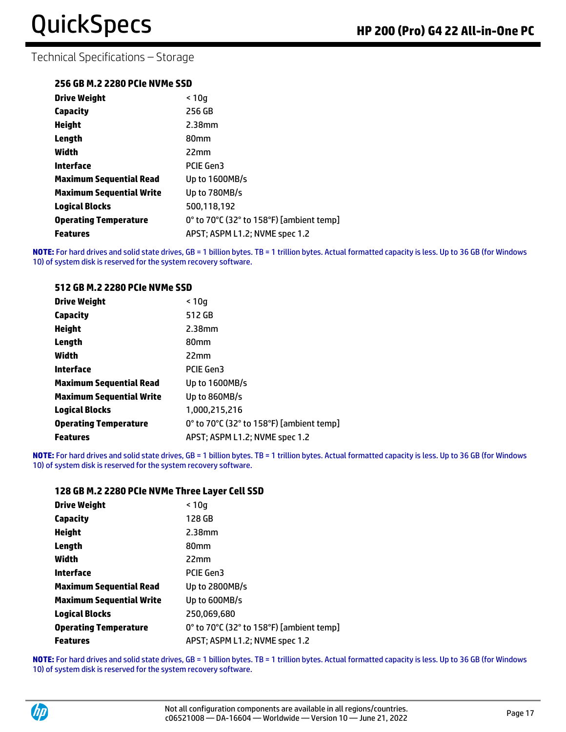## Technical Specifications – Storage

### 256 GB M.2 2280 PCIe NVMe SSD

| | |
|---|---|
| **Drive Weight** | < 10g |
| **Capacity** | 256 GB |
| **Height** | 2.38mm |
| **Length** | 80mm |
| **Width** | 22mm |
| **Interface** | PCIE Gen3 |
| **Maximum Sequential Read** | Up to 1600MB/s |
| **Maximum Sequential Write** | Up to 780MB/s |
| **Logical Blocks** | 500,118,192 |
| **Operating Temperature** | 0° to 70°C (32° to 158°F) [ambient temp] |
| **Features** | APST; ASPM L1.2; NVME spec 1.2 |

**NOTE:** For hard drives and solid state drives, GB = 1 billion bytes. TB = 1 trillion bytes. Actual formatted capacity is less. Up to 36 GB (for Windows 10) of system disk is reserved for the system recovery software.

### 512 GB M.2 2280 PCIe NVMe SSD

| | |
|---|---|
| **Drive Weight** | < 10g |
| **Capacity** | 512 GB |
| **Height** | 2.38mm |
| **Length** | 80mm |
| **Width** | 22mm |
| **Interface** | PCIE Gen3 |
| **Maximum Sequential Read** | Up to 1600MB/s |
| **Maximum Sequential Write** | Up to 860MB/s |
| **Logical Blocks** | 1,000,215,216 |
| **Operating Temperature** | 0° to 70°C (32° to 158°F) [ambient temp] |
| **Features** | APST; ASPM L1.2; NVME spec 1.2 |

**NOTE:** For hard drives and solid state drives, GB = 1 billion bytes. TB = 1 trillion bytes. Actual formatted capacity is less. Up to 36 GB (for Windows 10) of system disk is reserved for the system recovery software.

### 128 GB M.2 2280 PCIe NVMe Three Layer Cell SSD

| | |
|---|---|
| **Drive Weight** | < 10g |
| **Capacity** | 128 GB |
| **Height** | 2.38mm |
| **Length** | 80mm |
| **Width** | 22mm |
| **Interface** | PCIE Gen3 |
| **Maximum Sequential Read** | Up to 2800MB/s |
| **Maximum Sequential Write** | Up to 600MB/s |
| **Logical Blocks** | 250,069,680 |
| **Operating Temperature** | 0° to 70°C (32° to 158°F) [ambient temp] |
| **Features** | APST; ASPM L1.2; NVME spec 1.2 |

**NOTE:** For hard drives and solid state drives, GB = 1 billion bytes. TB = 1 trillion bytes. Actual formatted capacity is less. Up to 36 GB (for Windows 10) of system disk is reserved for the system recovery software.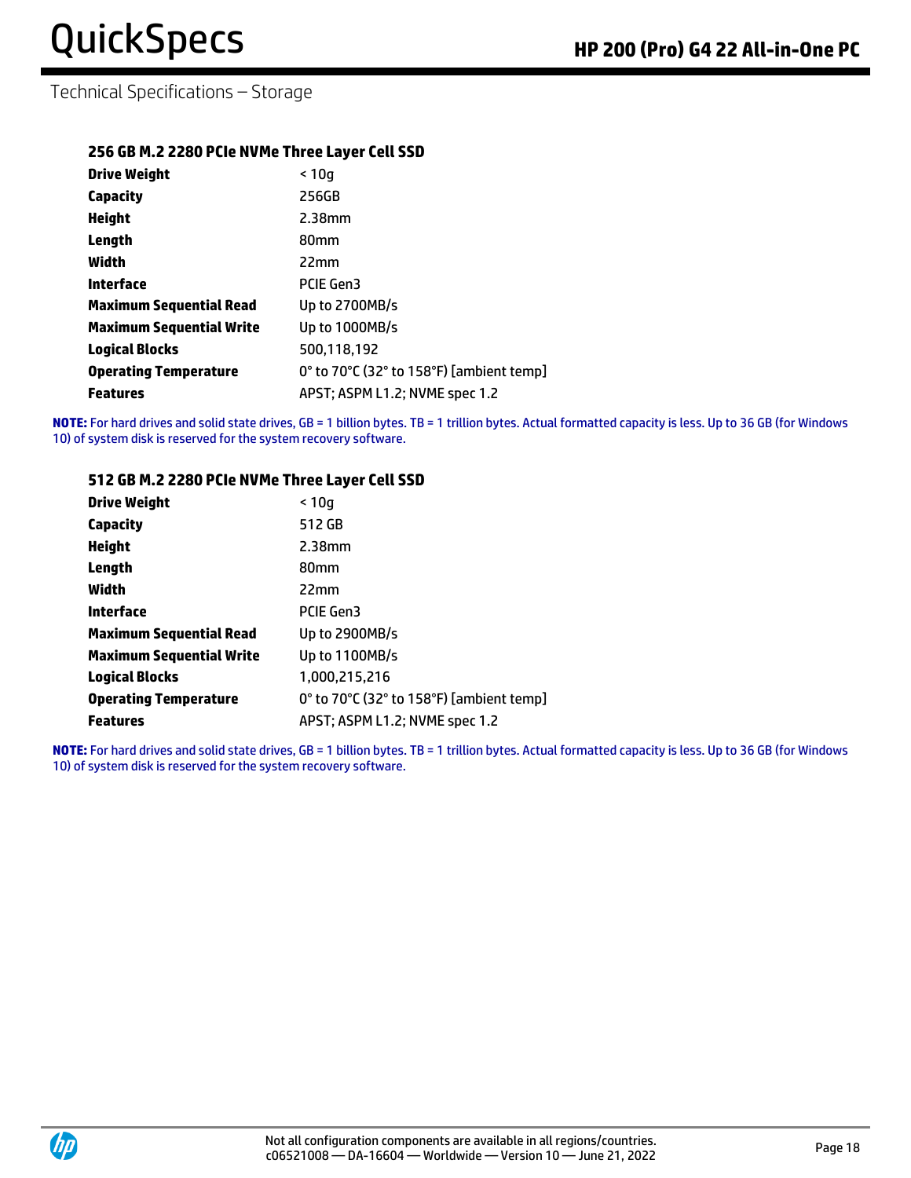## Technical Specifications – Storage

### 256 GB M.2 2280 PCIe NVMe Three Layer Cell SSD

| | |
|---|---|
| **Drive Weight** | < 10g |
| **Capacity** | 256GB |
| **Height** | 2.38mm |
| **Length** | 80mm |
| **Width** | 22mm |
| **Interface** | PCIE Gen3 |
| **Maximum Sequential Read** | Up to 2700MB/s |
| **Maximum Sequential Write** | Up to 1000MB/s |
| **Logical Blocks** | 500,118,192 |
| **Operating Temperature** | 0° to 70°C (32° to 158°F) [ambient temp] |
| **Features** | APST; ASPM L1.2; NVME spec 1.2 |

**NOTE:** For hard drives and solid state drives, GB = 1 billion bytes. TB = 1 trillion bytes. Actual formatted capacity is less. Up to 36 GB (for Windows 10) of system disk is reserved for the system recovery software.

### 512 GB M.2 2280 PCIe NVMe Three Layer Cell SSD

| | |
|---|---|
| **Drive Weight** | < 10g |
| **Capacity** | 512 GB |
| **Height** | 2.38mm |
| **Length** | 80mm |
| **Width** | 22mm |
| **Interface** | PCIE Gen3 |
| **Maximum Sequential Read** | Up to 2900MB/s |
| **Maximum Sequential Write** | Up to 1100MB/s |
| **Logical Blocks** | 1,000,215,216 |
| **Operating Temperature** | 0° to 70°C (32° to 158°F) [ambient temp] |
| **Features** | APST; ASPM L1.2; NVME spec 1.2 |

**NOTE:** For hard drives and solid state drives, GB = 1 billion bytes. TB = 1 trillion bytes. Actual formatted capacity is less. Up to 36 GB (for Windows 10) of system disk is reserved for the system recovery software.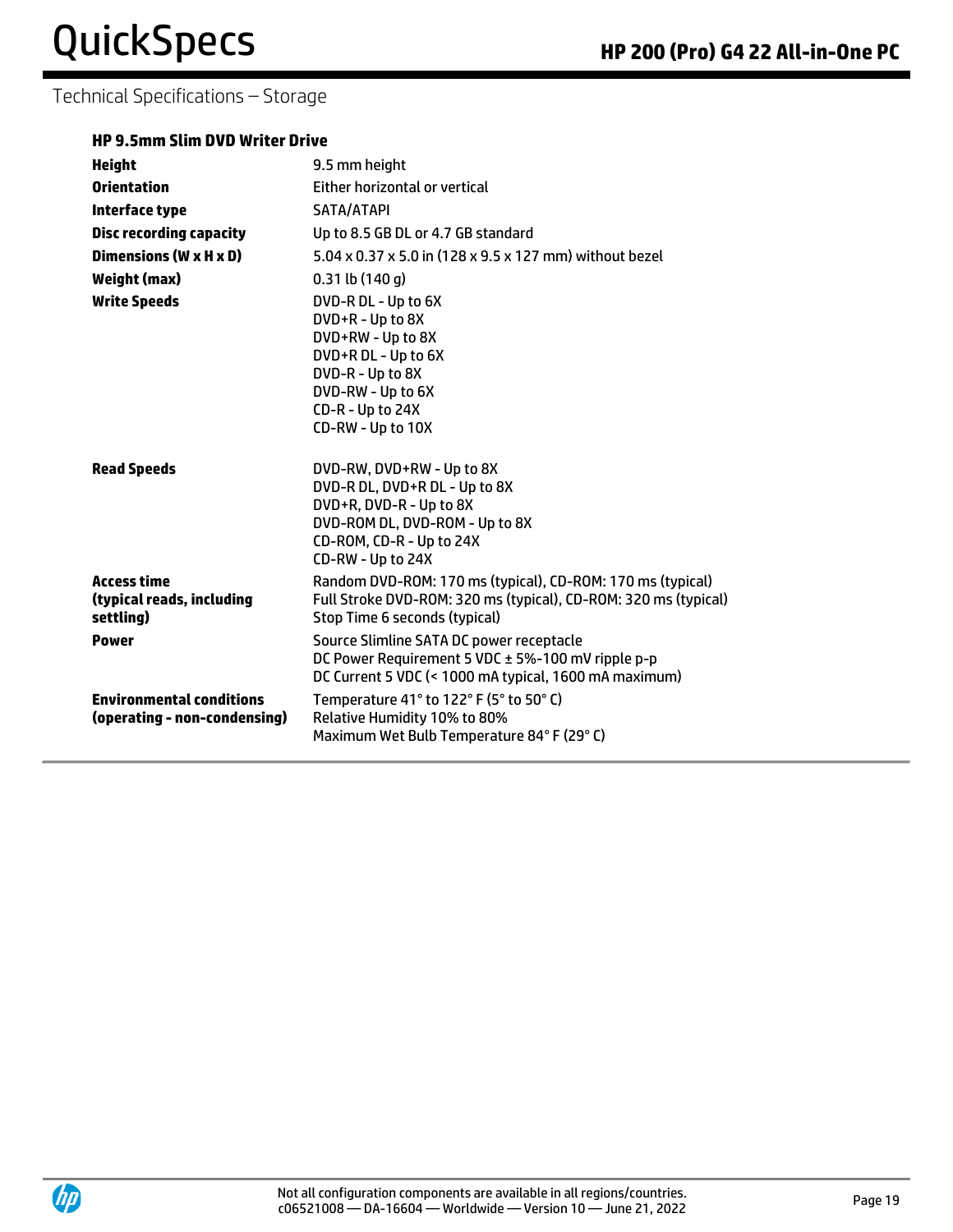## Technical Specifications – Storage

### HP 9.5mm Slim DVD Writer Drive

| | |
|---|---|
| **Height** | 9.5 mm height |
| **Orientation** | Either horizontal or vertical |
| **Interface type** | SATA/ATAPI |
| **Disc recording capacity** | Up to 8.5 GB DL or 4.7 GB standard |
| **Dimensions (W x H x D)** | 5.04 x 0.37 x 5.0 in (128 x 9.5 x 127 mm) without bezel |
| **Weight (max)** | 0.31 lb (140 g) |
| **Write Speeds** | DVD-R DL - Up to 6X<br>DVD+R - Up to 8X<br>DVD+RW - Up to 8X<br>DVD+R DL - Up to 6X<br>DVD-R - Up to 8X<br>DVD-RW - Up to 6X<br>CD-R - Up to 24X<br>CD-RW - Up to 10X |
| **Read Speeds** | DVD-RW, DVD+RW - Up to 8X<br>DVD-R DL, DVD+R DL - Up to 8X<br>DVD+R, DVD-R - Up to 8X<br>DVD-ROM DL, DVD-ROM - Up to 8X<br>CD-ROM, CD-R - Up to 24X<br>CD-RW - Up to 24X |
| **Access time (typical reads, including settling)** | Random DVD-ROM: 170 ms (typical), CD-ROM: 170 ms (typical)<br>Full Stroke DVD-ROM: 320 ms (typical), CD-ROM: 320 ms (typical)<br>Stop Time 6 seconds (typical) |
| **Power** | Source Slimline SATA DC power receptacle<br>DC Power Requirement 5 VDC ± 5%-100 mV ripple p-p<br>DC Current 5 VDC (< 1000 mA typical, 1600 mA maximum) |
| **Environmental conditions (operating - non-condensing)** | Temperature 41° to 122° F (5° to 50° C)<br>Relative Humidity 10% to 80%<br>Maximum Wet Bulb Temperature 84° F (29° C) |

Not all configuration components are available in all regions/countries.
c06521008 — DA-16604 — Worldwide — Version 10 — June 21, 2022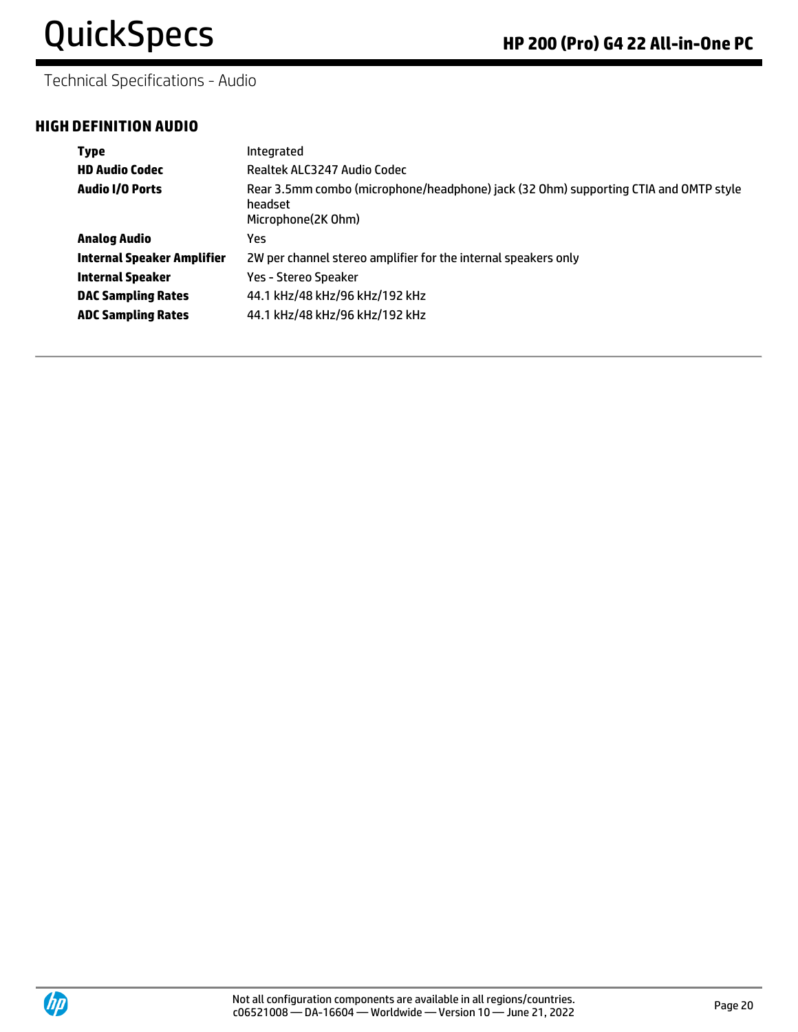Technical Specifications - Audio

## HIGH DEFINITION AUDIO

| | |
|---|---|
| **Type** | Integrated |
| **HD Audio Codec** | Realtek ALC3247 Audio Codec |
| **Audio I/O Ports** | Rear 3.5mm combo (microphone/headphone) jack (32 Ohm) supporting CTIA and OMTP style headset<br>Microphone(2K Ohm) |
| **Analog Audio** | Yes |
| **Internal Speaker Amplifier** | 2W per channel stereo amplifier for the internal speakers only |
| **Internal Speaker** | Yes - Stereo Speaker |
| **DAC Sampling Rates** | 44.1 kHz/48 kHz/96 kHz/192 kHz |
| **ADC Sampling Rates** | 44.1 kHz/48 kHz/96 kHz/192 kHz |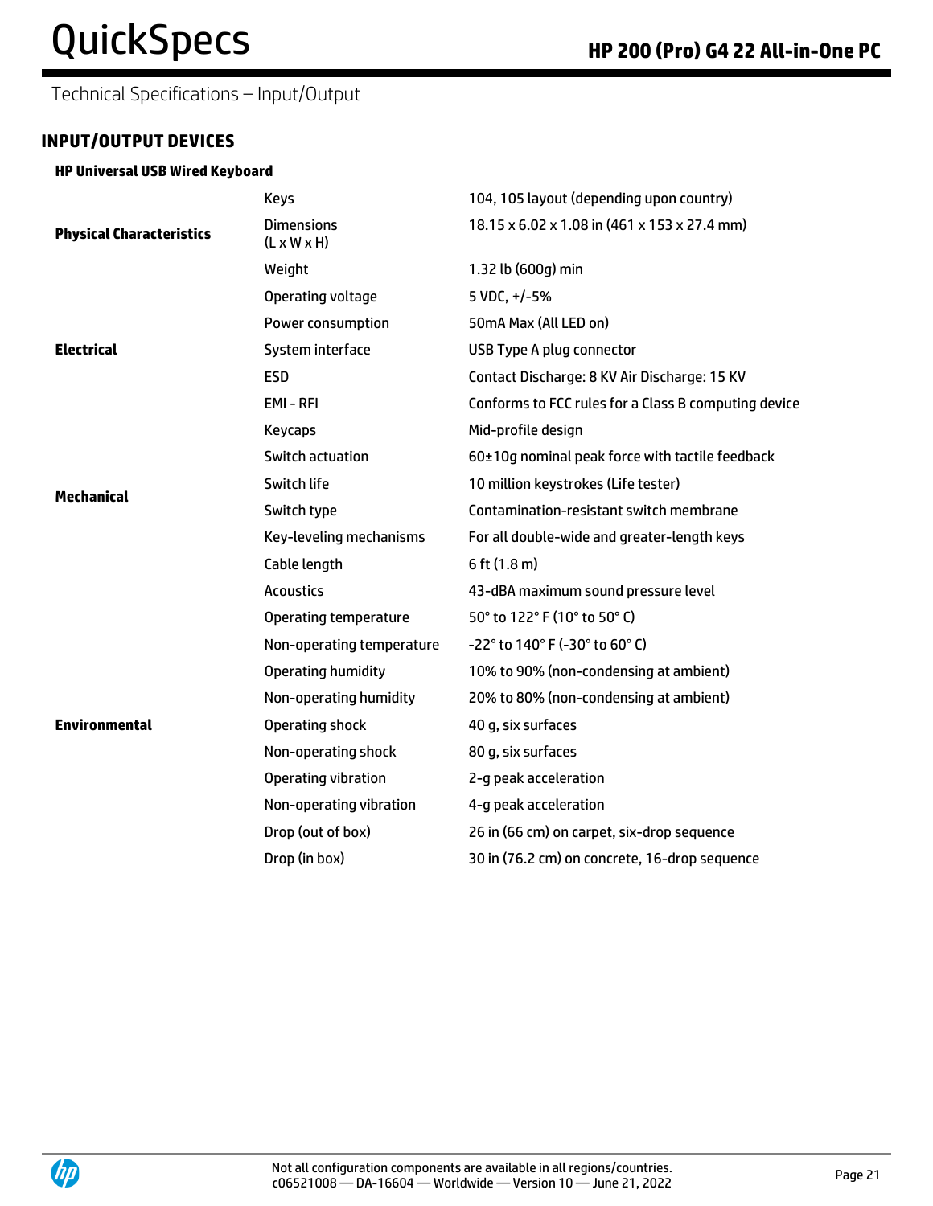Technical Specifications – Input/Output

## INPUT/OUTPUT DEVICES

### HP Universal USB Wired Keyboard

| | | |
|---|---|---|
| **Physical Characteristics** | Keys | 104, 105 layout (depending upon country) |
| | Dimensions (L x W x H) | 18.15 x 6.02 x 1.08 in (461 x 153 x 27.4 mm) |
| | Weight | 1.32 lb (600g) min |
| **Electrical** | Operating voltage | 5 VDC, +/-5% |
| | Power consumption | 50mA Max (All LED on) |
| | System interface | USB Type A plug connector |
| | ESD | Contact Discharge: 8 KV Air Discharge: 15 KV |
| | EMI - RFI | Conforms to FCC rules for a Class B computing device |
| **Mechanical** | Keycaps | Mid-profile design |
| | Switch actuation | 60±10g nominal peak force with tactile feedback |
| | Switch life | 10 million keystrokes (Life tester) |
| | Switch type | Contamination-resistant switch membrane |
| | Key-leveling mechanisms | For all double-wide and greater-length keys |
| | Cable length | 6 ft (1.8 m) |
| **Environmental** | Acoustics | 43-dBA maximum sound pressure level |
| | Operating temperature | 50° to 122° F (10° to 50° C) |
| | Non-operating temperature | -22° to 140° F (-30° to 60° C) |
| | Operating humidity | 10% to 90% (non-condensing at ambient) |
| | Non-operating humidity | 20% to 80% (non-condensing at ambient) |
| | Operating shock | 40 g, six surfaces |
| | Non-operating shock | 80 g, six surfaces |
| | Operating vibration | 2-g peak acceleration |
| | Non-operating vibration | 4-g peak acceleration |
| | Drop (out of box) | 26 in (66 cm) on carpet, six-drop sequence |
| | Drop (in box) | 30 in (76.2 cm) on concrete, 16-drop sequence |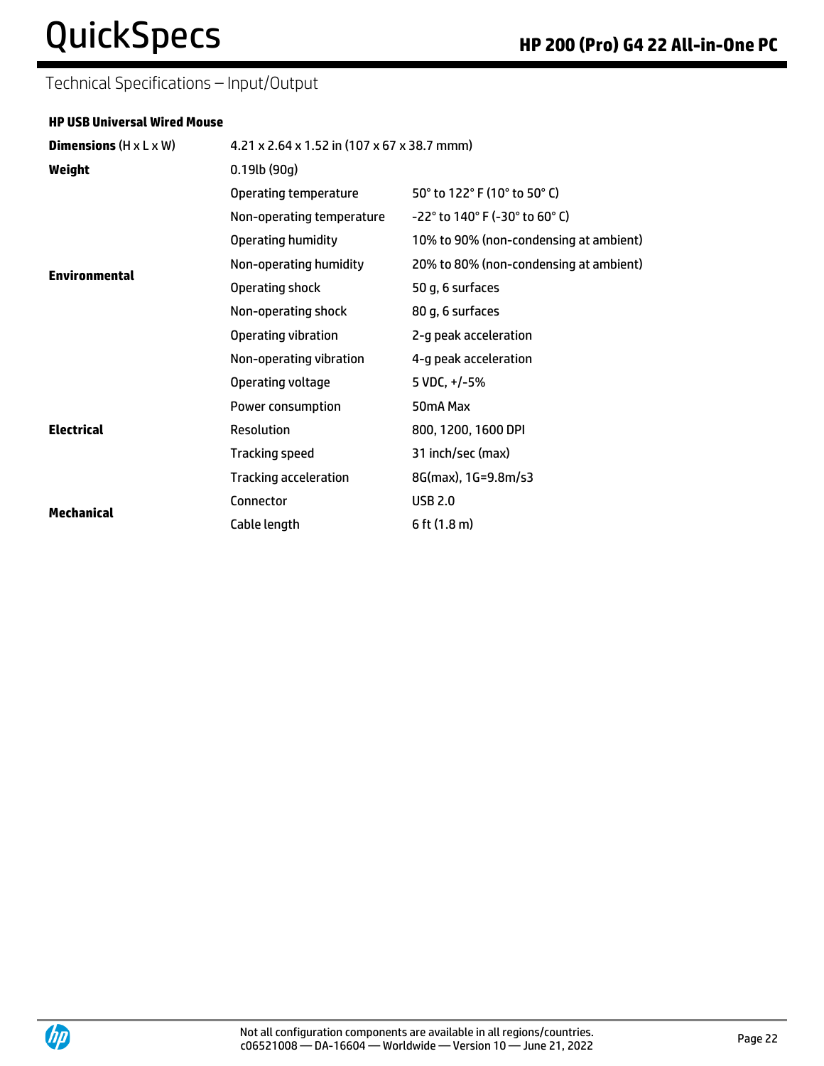## Technical Specifications – Input/Output

### HP USB Universal Wired Mouse

| | | |
|---|---|---|
| **Dimensions** (H x L x W) | 4.21 x 2.64 x 1.52 in (107 x 67 x 38.7 mmm) | |
| **Weight** | 0.19lb (90g) | |
| **Environmental** | Operating temperature | 50° to 122° F (10° to 50° C) |
| | Non-operating temperature | -22° to 140° F (-30° to 60° C) |
| | Operating humidity | 10% to 90% (non-condensing at ambient) |
| | Non-operating humidity | 20% to 80% (non-condensing at ambient) |
| | Operating shock | 50 g, 6 surfaces |
| | Non-operating shock | 80 g, 6 surfaces |
| | Operating vibration | 2-g peak acceleration |
| | Non-operating vibration | 4-g peak acceleration |
| **Electrical** | Operating voltage | 5 VDC, +/-5% |
| | Power consumption | 50mA Max |
| | Resolution | 800, 1200, 1600 DPI |
| | Tracking speed | 31 inch/sec (max) |
| | Tracking acceleration | 8G(max), 1G=9.8m/s3 |
| **Mechanical** | Connector | USB 2.0 |
| | Cable length | 6 ft (1.8 m) |

Not all configuration components are available in all regions/countries.
c06521008 — DA-16604 — Worldwide — Version 10 — June 21, 2022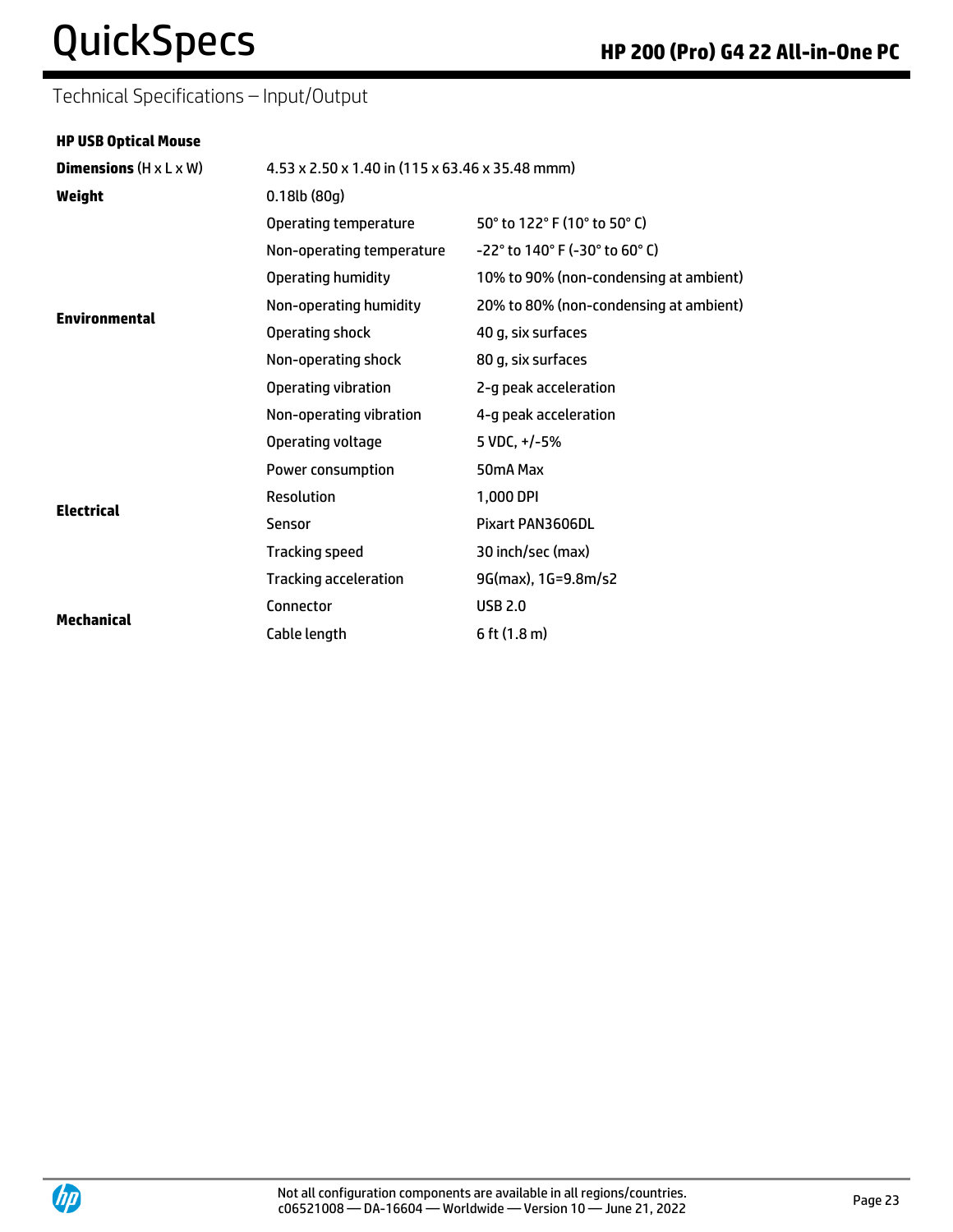## Technical Specifications – Input/Output

**HP USB Optical Mouse**

| | | |
|---|---|---|
| **Dimensions** (H x L x W) | 4.53 x 2.50 x 1.40 in (115 x 63.46 x 35.48 mmm) | |
| **Weight** | 0.18lb (80g) | |
| **Environmental** | Operating temperature | 50° to 122° F (10° to 50° C) |
| | Non-operating temperature | -22° to 140° F (-30° to 60° C) |
| | Operating humidity | 10% to 90% (non-condensing at ambient) |
| | Non-operating humidity | 20% to 80% (non-condensing at ambient) |
| | Operating shock | 40 g, six surfaces |
| | Non-operating shock | 80 g, six surfaces |
| | Operating vibration | 2-g peak acceleration |
| | Non-operating vibration | 4-g peak acceleration |
| **Electrical** | Operating voltage | 5 VDC, +/-5% |
| | Power consumption | 50mA Max |
| | Resolution | 1,000 DPI |
| | Sensor | Pixart PAN3606DL |
| | Tracking speed | 30 inch/sec (max) |
| | Tracking acceleration | 9G(max), 1G=9.8m/s2 |
| **Mechanical** | Connector | USB 2.0 |
| | Cable length | 6 ft (1.8 m) |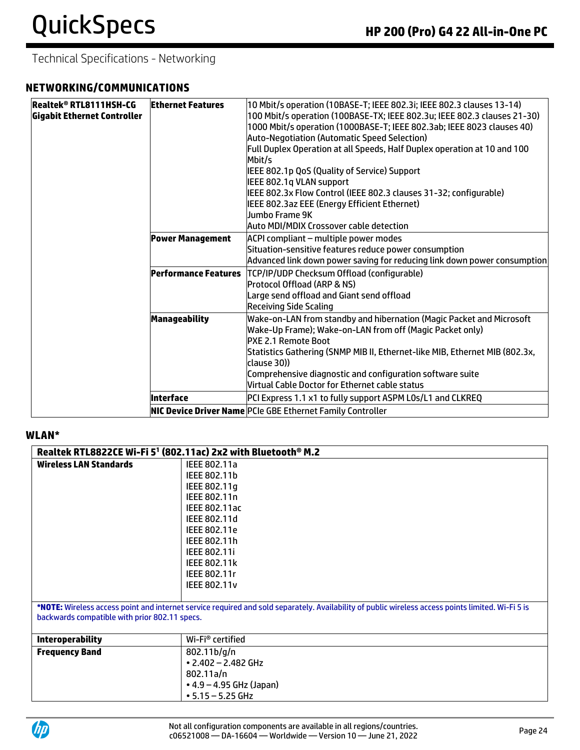Technical Specifications - Networking

## NETWORKING/COMMUNICATIONS

| | | |
|---|---|---|
| **Realtek® RTL8111HSH-CG Gigabit Ethernet Controller** | **Ethernet Features** | 10 Mbit/s operation (10BASE-T; IEEE 802.3i; IEEE 802.3 clauses 13-14)<br>100 Mbit/s operation (100BASE-TX; IEEE 802.3u; IEEE 802.3 clauses 21-30)<br>1000 Mbit/s operation (1000BASE-T; IEEE 802.3ab; IEEE 8023 clauses 40)<br>Auto-Negotiation (Automatic Speed Selection)<br>Full Duplex Operation at all Speeds, Half Duplex operation at 10 and 100 Mbit/s<br>IEEE 802.1p QoS (Quality of Service) Support<br>IEEE 802.1q VLAN support<br>IEEE 802.3x Flow Control (IEEE 802.3 clauses 31-32; configurable)<br>IEEE 802.3az EEE (Energy Efficient Ethernet)<br>Jumbo Frame 9K<br>Auto MDI/MDIX Crossover cable detection |
| | **Power Management** | ACPI compliant – multiple power modes<br>Situation-sensitive features reduce power consumption<br>Advanced link down power saving for reducing link down power consumption |
| | **Performance Features** | TCP/IP/UDP Checksum Offload (configurable)<br>Protocol Offload (ARP & NS)<br>Large send offload and Giant send offload<br>Receiving Side Scaling |
| | **Manageability** | Wake-on-LAN from standby and hibernation (Magic Packet and Microsoft Wake-Up Frame); Wake-on-LAN from off (Magic Packet only)<br>PXE 2.1 Remote Boot<br>Statistics Gathering (SNMP MIB II, Ethernet-like MIB, Ethernet MIB (802.3x, clause 30))<br>Comprehensive diagnostic and configuration software suite<br>Virtual Cable Doctor for Ethernet cable status |
| | **Interface** | PCI Express 1.1 x1 to fully support ASPM L0s/L1 and CLKREQ |
| | **NIC Device Driver Name** | PCIe GBE Ethernet Family Controller |

## WLAN*

| **Realtek RTL8822CE Wi-Fi 5[1] (802.11ac) 2x2 with Bluetooth® M.2** | |
|---|---|
| **Wireless LAN Standards** | IEEE 802.11a<br>IEEE 802.11b<br>IEEE 802.11g<br>IEEE 802.11n<br>IEEE 802.11ac<br>IEEE 802.11d<br>IEEE 802.11e<br>IEEE 802.11h<br>IEEE 802.11i<br>IEEE 802.11k<br>IEEE 802.11r<br>IEEE 802.11v |
| ***NOTE:** Wireless access point and internet service required and sold separately. Availability of public wireless access points limited. Wi-Fi 5 is backwards compatible with prior 802.11 specs. | |
| **Interoperability** | Wi-Fi® certified |
| **Frequency Band** | 802.11b/g/n<br>• 2.402 – 2.482 GHz<br>802.11a/n<br>• 4.9 – 4.95 GHz (Japan)<br>• 5.15 – 5.25 GHz |

Not all configuration components are available in all regions/countries.
c06521008 — DA-16604 — Worldwide — Version 10 — June 21, 2022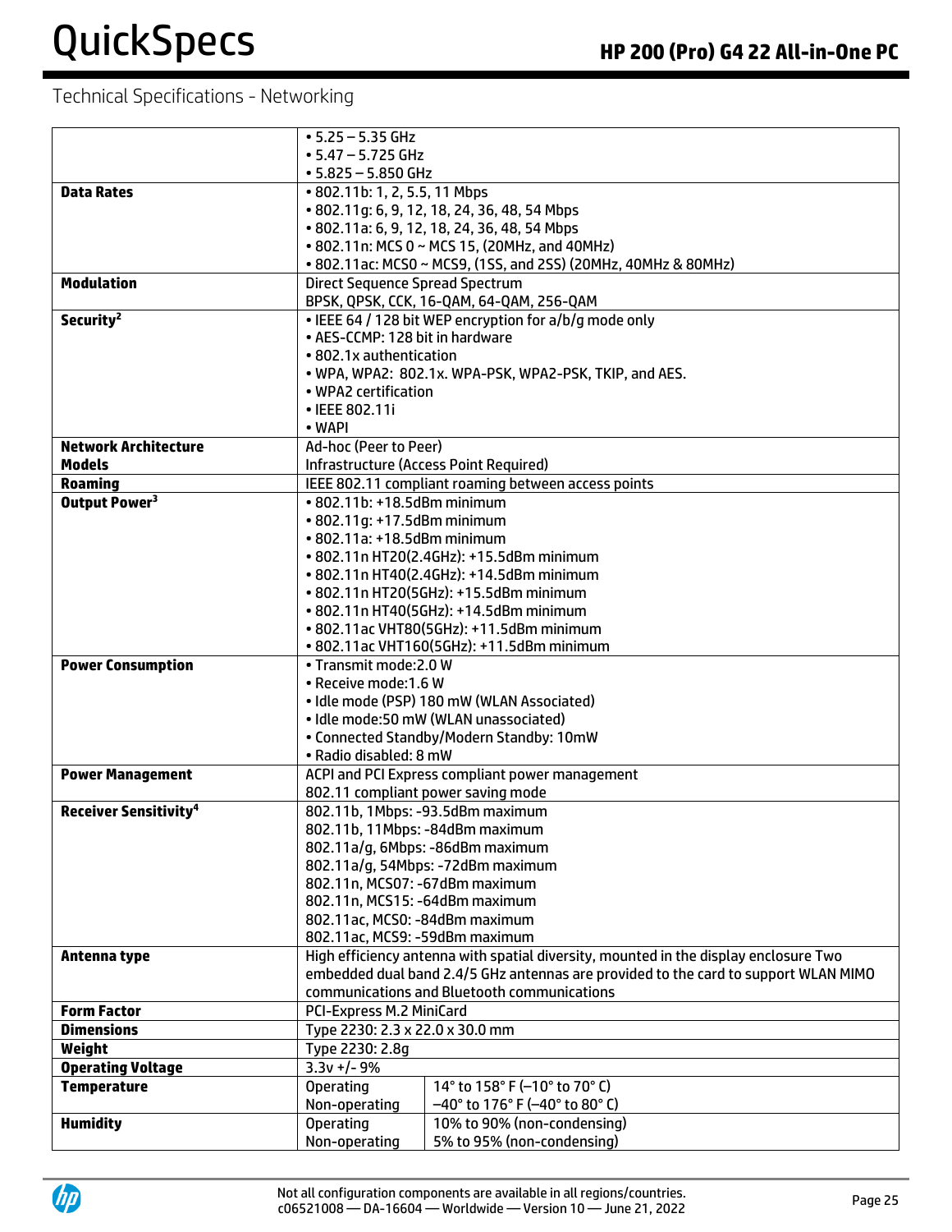## Technical Specifications - Networking

| | | |
|---|---|---|
| | • 5.25 – 5.35 GHz<br>• 5.47 – 5.725 GHz<br>• 5.825 – 5.850 GHz | |
| **Data Rates** | • 802.11b: 1, 2, 5.5, 11 Mbps<br>• 802.11g: 6, 9, 12, 18, 24, 36, 48, 54 Mbps<br>• 802.11a: 6, 9, 12, 18, 24, 36, 48, 54 Mbps<br>• 802.11n: MCS 0 ~ MCS 15, (20MHz, and 40MHz)<br>• 802.11ac: MCS0 ~ MCS9, (1SS, and 2SS) (20MHz, 40MHz & 80MHz) | |
| **Modulation** | Direct Sequence Spread Spectrum<br>BPSK, QPSK, CCK, 16-QAM, 64-QAM, 256-QAM | |
| **Security**[2] | • IEEE 64 / 128 bit WEP encryption for a/b/g mode only<br>• AES-CCMP: 128 bit in hardware<br>• 802.1x authentication<br>• WPA, WPA2: 802.1x. WPA-PSK, WPA2-PSK, TKIP, and AES.<br>• WPA2 certification<br>• IEEE 802.11i<br>• WAPI | |
| **Network Architecture Models** | Ad-hoc (Peer to Peer)<br>Infrastructure (Access Point Required) | |
| **Roaming** | IEEE 802.11 compliant roaming between access points | |
| **Output Power**[3] | • 802.11b: +18.5dBm minimum<br>• 802.11g: +17.5dBm minimum<br>• 802.11a: +18.5dBm minimum<br>• 802.11n HT20(2.4GHz): +15.5dBm minimum<br>• 802.11n HT40(2.4GHz): +14.5dBm minimum<br>• 802.11n HT20(5GHz): +15.5dBm minimum<br>• 802.11n HT40(5GHz): +14.5dBm minimum<br>• 802.11ac VHT80(5GHz): +11.5dBm minimum<br>• 802.11ac VHT160(5GHz): +11.5dBm minimum | |
| **Power Consumption** | • Transmit mode:2.0 W<br>• Receive mode:1.6 W<br>• Idle mode (PSP) 180 mW (WLAN Associated)<br>• Idle mode:50 mW (WLAN unassociated)<br>• Connected Standby/Modern Standby: 10mW<br>• Radio disabled: 8 mW | |
| **Power Management** | ACPI and PCI Express compliant power management<br>802.11 compliant power saving mode | |
| **Receiver Sensitivity**[4] | 802.11b, 1Mbps: -93.5dBm maximum<br>802.11b, 11Mbps: -84dBm maximum<br>802.11a/g, 6Mbps: -86dBm maximum<br>802.11a/g, 54Mbps: -72dBm maximum<br>802.11n, MCS07: -67dBm maximum<br>802.11n, MCS15: -64dBm maximum<br>802.11ac, MCS0: -84dBm maximum<br>802.11ac, MCS9: -59dBm maximum | |
| **Antenna type** | High efficiency antenna with spatial diversity, mounted in the display enclosure Two embedded dual band 2.4/5 GHz antennas are provided to the card to support WLAN MIMO communications and Bluetooth communications | |
| **Form Factor** | PCI-Express M.2 MiniCard | |
| **Dimensions** | Type 2230: 2.3 x 22.0 x 30.0 mm | |
| **Weight** | Type 2230: 2.8g | |
| **Operating Voltage** | 3.3v +/- 9% | |
| **Temperature** | Operating | 14° to 158° F (–10° to 70° C) |
| | Non-operating | –40° to 176° F (–40° to 80° C) |
| **Humidity** | Operating | 10% to 90% (non-condensing) |
| | Non-operating | 5% to 95% (non-condensing) |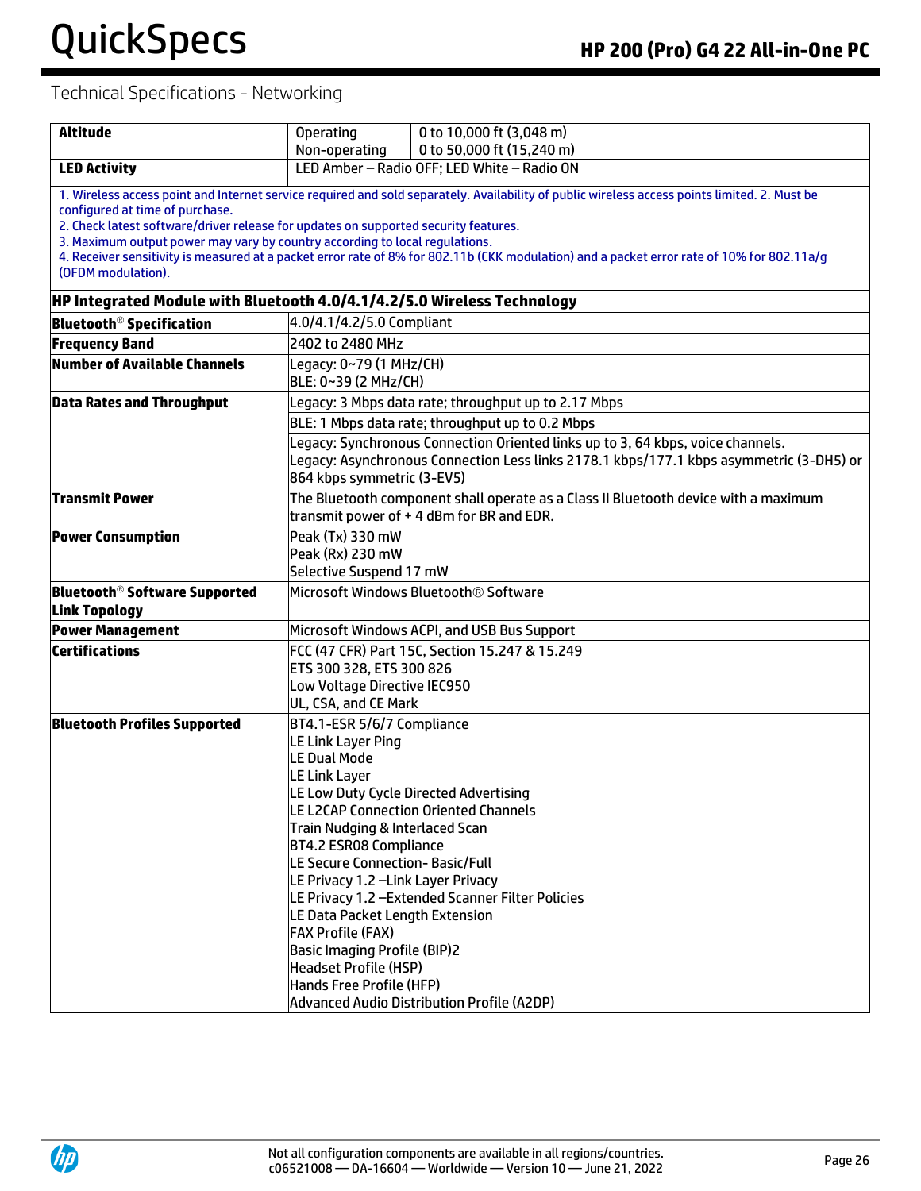## Technical Specifications - Networking

| | | |
|---|---|---|
| **Altitude** | Operating | 0 to 10,000 ft (3,048 m) |
| | Non-operating | 0 to 50,000 ft (15,240 m) |
| **LED Activity** | LED Amber – Radio OFF; LED White – Radio ON | |

1. Wireless access point and Internet service required and sold separately. Availability of public wireless access points limited. 2. Must be configured at time of purchase.
2. Check latest software/driver release for updates on supported security features.
3. Maximum output power may vary by country according to local regulations.
4. Receiver sensitivity is measured at a packet error rate of 8% for 802.11b (CKK modulation) and a packet error rate of 10% for 802.11a/g (OFDM modulation).

### HP Integrated Module with Bluetooth 4.0/4.1/4.2/5.0 Wireless Technology

| | |
|---|---|
| **Bluetooth® Specification** | 4.0/4.1/4.2/5.0 Compliant |
| **Frequency Band** | 2402 to 2480 MHz |
| **Number of Available Channels** | Legacy: 0~79 (1 MHz/CH)<br>BLE: 0~39 (2 MHz/CH) |
| **Data Rates and Throughput** | Legacy: 3 Mbps data rate; throughput up to 2.17 Mbps |
| | BLE: 1 Mbps data rate; throughput up to 0.2 Mbps |
| | Legacy: Synchronous Connection Oriented links up to 3, 64 kbps, voice channels.<br>Legacy: Asynchronous Connection Less links 2178.1 kbps/177.1 kbps asymmetric (3-DH5) or 864 kbps symmetric (3-EV5) |
| **Transmit Power** | The Bluetooth component shall operate as a Class II Bluetooth device with a maximum transmit power of + 4 dBm for BR and EDR. |
| **Power Consumption** | Peak (Tx) 330 mW<br>Peak (Rx) 230 mW<br>Selective Suspend 17 mW |
| **Bluetooth® Software Supported Link Topology** | Microsoft Windows Bluetooth® Software |
| **Power Management** | Microsoft Windows ACPI, and USB Bus Support |
| **Certifications** | FCC (47 CFR) Part 15C, Section 15.247 & 15.249<br>ETS 300 328, ETS 300 826<br>Low Voltage Directive IEC950<br>UL, CSA, and CE Mark |
| **Bluetooth Profiles Supported** | BT4.1-ESR 5/6/7 Compliance<br>LE Link Layer Ping<br>LE Dual Mode<br>LE Link Layer<br>LE Low Duty Cycle Directed Advertising<br>LE L2CAP Connection Oriented Channels<br>Train Nudging & Interlaced Scan<br>BT4.2 ESR08 Compliance<br>LE Secure Connection- Basic/Full<br>LE Privacy 1.2 –Link Layer Privacy<br>LE Privacy 1.2 –Extended Scanner Filter Policies<br>LE Data Packet Length Extension<br>FAX Profile (FAX)<br>Basic Imaging Profile (BIP)2<br>Headset Profile (HSP)<br>Hands Free Profile (HFP)<br>Advanced Audio Distribution Profile (A2DP) |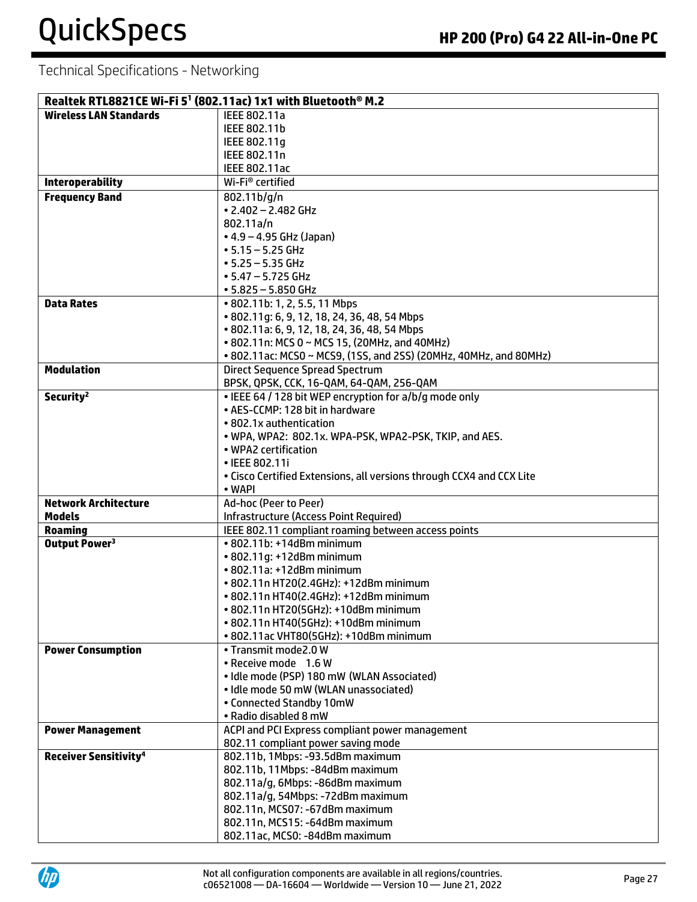## Technical Specifications - Networking

| Realtek RTL8821CE Wi-Fi 5[1] (802.11ac) 1x1 with Bluetooth® M.2 | |
|---|---|
| **Wireless LAN Standards** | IEEE 802.11a<br>IEEE 802.11b<br>IEEE 802.11g<br>IEEE 802.11n<br>IEEE 802.11ac |
| **Interoperability** | Wi-Fi® certified |
| **Frequency Band** | 802.11b/g/n<br>• 2.402 – 2.482 GHz<br>802.11a/n<br>• 4.9 – 4.95 GHz (Japan)<br>• 5.15 – 5.25 GHz<br>• 5.25 – 5.35 GHz<br>• 5.47 – 5.725 GHz<br>• 5.825 – 5.850 GHz |
| **Data Rates** | • 802.11b: 1, 2, 5.5, 11 Mbps<br>• 802.11g: 6, 9, 12, 18, 24, 36, 48, 54 Mbps<br>• 802.11a: 6, 9, 12, 18, 24, 36, 48, 54 Mbps<br>• 802.11n: MCS 0 ~ MCS 15, (20MHz, and 40MHz)<br>• 802.11ac: MCS0 ~ MCS9, (1SS, and 2SS) (20MHz, 40MHz, and 80MHz) |
| **Modulation** | Direct Sequence Spread Spectrum<br>BPSK, QPSK, CCK, 16-QAM, 64-QAM, 256-QAM |
| **Security[2]** | • IEEE 64 / 128 bit WEP encryption for a/b/g mode only<br>• AES-CCMP: 128 bit in hardware<br>• 802.1x authentication<br>• WPA, WPA2: 802.1x. WPA-PSK, WPA2-PSK, TKIP, and AES.<br>• WPA2 certification<br>• IEEE 802.11i<br>• Cisco Certified Extensions, all versions through CCX4 and CCX Lite<br>• WAPI |
| **Network Architecture Models** | Ad-hoc (Peer to Peer)<br>Infrastructure (Access Point Required) |
| **Roaming** | IEEE 802.11 compliant roaming between access points |
| **Output Power[3]** | • 802.11b: +14dBm minimum<br>• 802.11g: +12dBm minimum<br>• 802.11a: +12dBm minimum<br>• 802.11n HT20(2.4GHz): +12dBm minimum<br>• 802.11n HT40(2.4GHz): +12dBm minimum<br>• 802.11n HT20(5GHz): +10dBm minimum<br>• 802.11n HT40(5GHz): +10dBm minimum<br>• 802.11ac VHT80(5GHz): +10dBm minimum |
| **Power Consumption** | • Transmit mode2.0 W<br>• Receive mode 1.6 W<br>• Idle mode (PSP) 180 mW (WLAN Associated)<br>• Idle mode 50 mW (WLAN unassociated)<br>• Connected Standby 10mW<br>• Radio disabled 8 mW |
| **Power Management** | ACPI and PCI Express compliant power management<br>802.11 compliant power saving mode |
| **Receiver Sensitivity[4]** | 802.11b, 1Mbps: -93.5dBm maximum<br>802.11b, 11Mbps: -84dBm maximum<br>802.11a/g, 6Mbps: -86dBm maximum<br>802.11a/g, 54Mbps: -72dBm maximum<br>802.11n, MCS07: -67dBm maximum<br>802.11n, MCS15: -64dBm maximum<br>802.11ac, MCS0: -84dBm maximum |

Not all configuration components are available in all regions/countries.
c06521008 — DA-16604 — Worldwide — Version 10 — June 21, 2022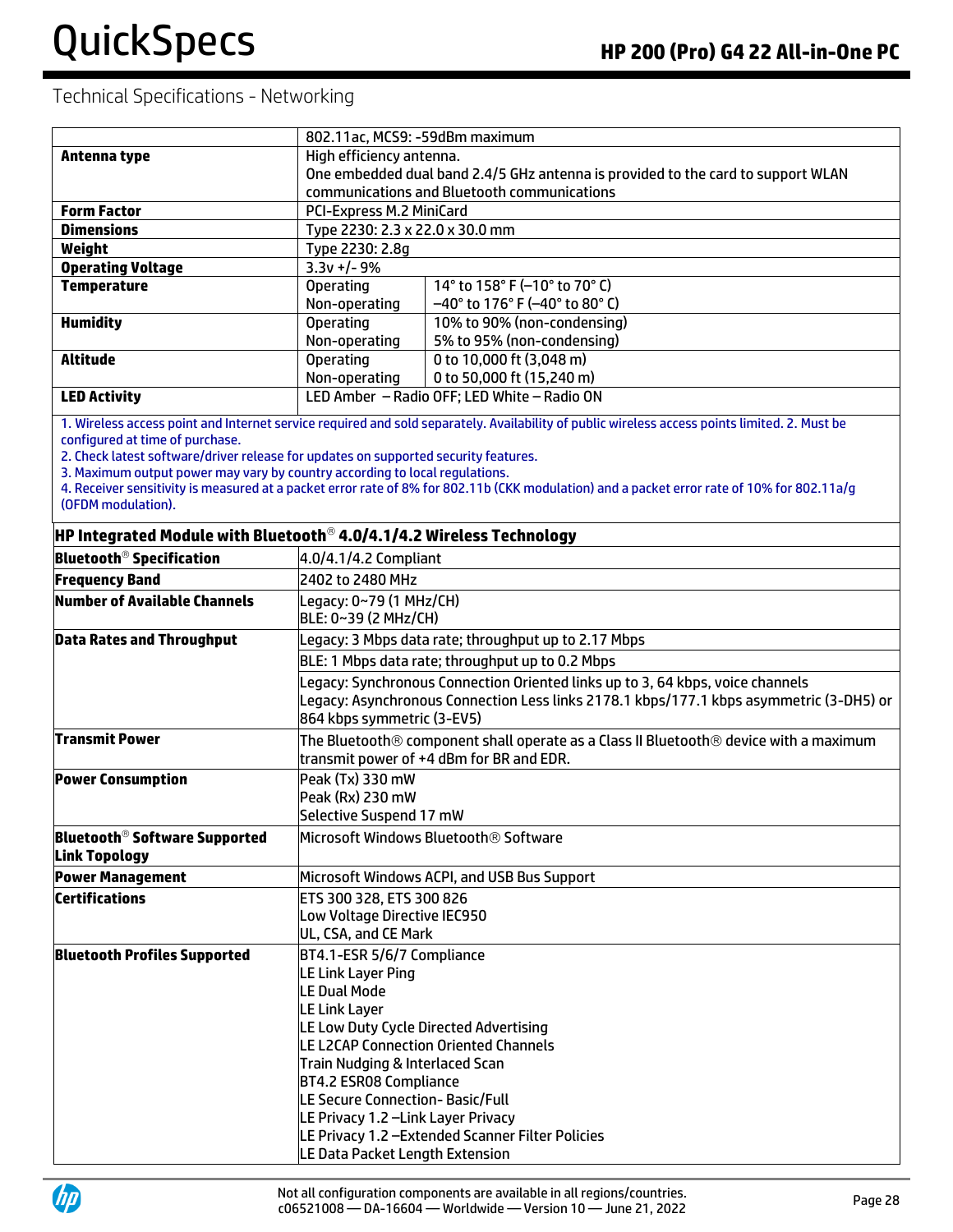## Technical Specifications - Networking

| | | |
|---|---|---|
| | 802.11ac, MCS9: -59dBm maximum | |
| **Antenna type** | High efficiency antenna.<br>One embedded dual band 2.4/5 GHz antenna is provided to the card to support WLAN communications and Bluetooth communications | |
| **Form Factor** | PCI-Express M.2 MiniCard | |
| **Dimensions** | Type 2230: 2.3 x 22.0 x 30.0 mm | |
| **Weight** | Type 2230: 2.8g | |
| **Operating Voltage** | 3.3v +/- 9% | |
| **Temperature** | Operating | 14° to 158° F (–10° to 70° C) |
| | Non-operating | –40° to 176° F (–40° to 80° C) |
| **Humidity** | Operating | 10% to 90% (non-condensing) |
| | Non-operating | 5% to 95% (non-condensing) |
| **Altitude** | Operating | 0 to 10,000 ft (3,048 m) |
| | Non-operating | 0 to 50,000 ft (15,240 m) |
| **LED Activity** | LED Amber – Radio OFF; LED White – Radio ON | |

1. Wireless access point and Internet service required and sold separately. Availability of public wireless access points limited. 2. Must be configured at time of purchase.
2. Check latest software/driver release for updates on supported security features.
3. Maximum output power may vary by country according to local regulations.
4. Receiver sensitivity is measured at a packet error rate of 8% for 802.11b (CKK modulation) and a packet error rate of 10% for 802.11a/g (OFDM modulation).

| **HP Integrated Module with Bluetooth® 4.0/4.1/4.2 Wireless Technology** | |
|---|---|
| **Bluetooth® Specification** | 4.0/4.1/4.2 Compliant |
| **Frequency Band** | 2402 to 2480 MHz |
| **Number of Available Channels** | Legacy: 0~79 (1 MHz/CH)<br>BLE: 0~39 (2 MHz/CH) |
| **Data Rates and Throughput** | Legacy: 3 Mbps data rate; throughput up to 2.17 Mbps |
| | BLE: 1 Mbps data rate; throughput up to 0.2 Mbps |
| | Legacy: Synchronous Connection Oriented links up to 3, 64 kbps, voice channels<br>Legacy: Asynchronous Connection Less links 2178.1 kbps/177.1 kbps asymmetric (3-DH5) or 864 kbps symmetric (3-EV5) |
| **Transmit Power** | The Bluetooth® component shall operate as a Class II Bluetooth® device with a maximum transmit power of +4 dBm for BR and EDR. |
| **Power Consumption** | Peak (Tx) 330 mW<br>Peak (Rx) 230 mW<br>Selective Suspend 17 mW |
| **Bluetooth® Software Supported Link Topology** | Microsoft Windows Bluetooth® Software |
| **Power Management** | Microsoft Windows ACPI, and USB Bus Support |
| **Certifications** | ETS 300 328, ETS 300 826<br>Low Voltage Directive IEC950<br>UL, CSA, and CE Mark |
| **Bluetooth Profiles Supported** | BT4.1-ESR 5/6/7 Compliance<br>LE Link Layer Ping<br>LE Dual Mode<br>LE Link Layer<br>LE Low Duty Cycle Directed Advertising<br>LE L2CAP Connection Oriented Channels<br>Train Nudging & Interlaced Scan<br>BT4.2 ESR08 Compliance<br>LE Secure Connection- Basic/Full<br>LE Privacy 1.2 –Link Layer Privacy<br>LE Privacy 1.2 –Extended Scanner Filter Policies<br>LE Data Packet Length Extension |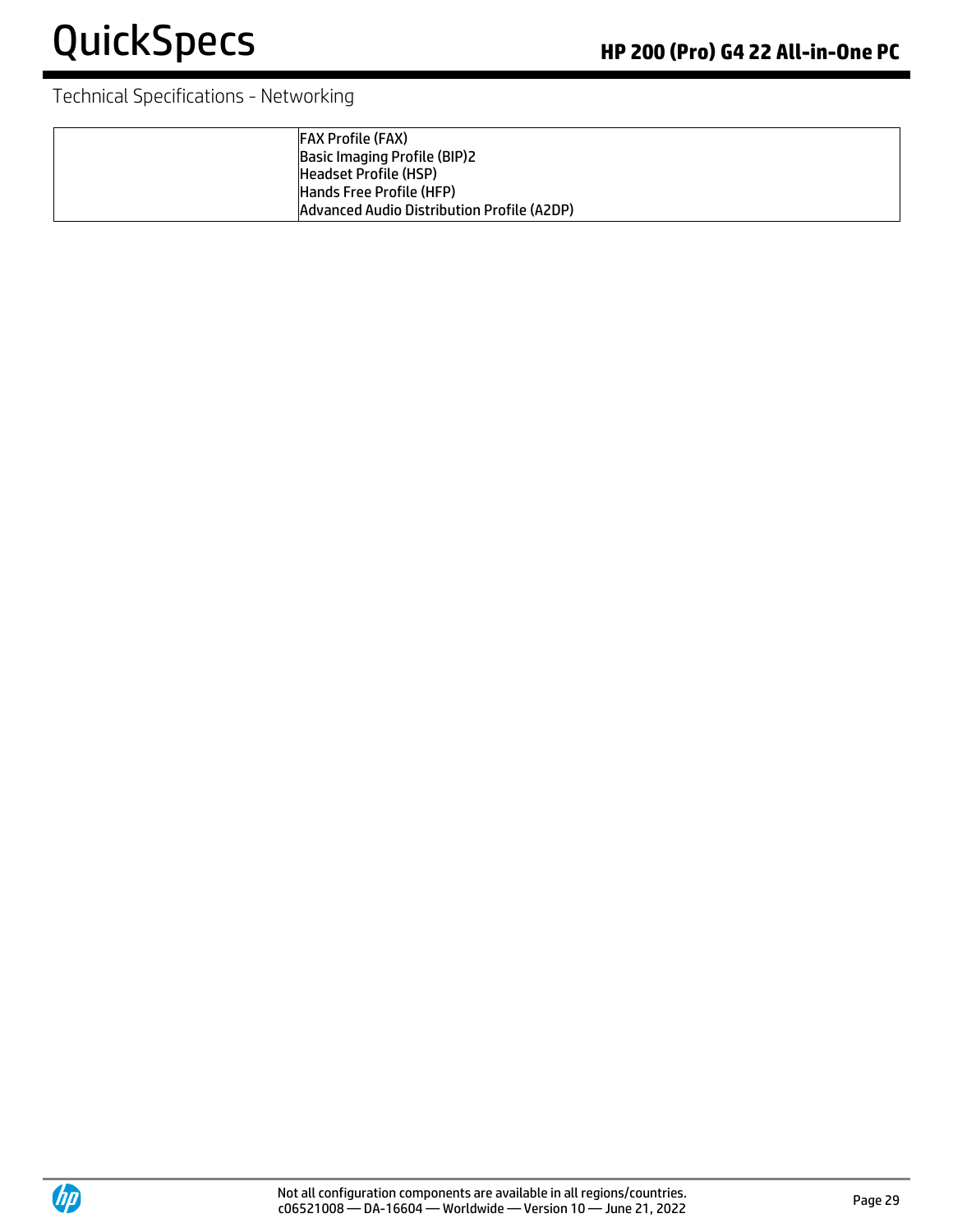## Technical Specifications - Networking

| | |
|---|---|
| | FAX Profile (FAX)<br>Basic Imaging Profile (BIP)2<br>Headset Profile (HSP)<br>Hands Free Profile (HFP)<br>Advanced Audio Distribution Profile (A2DP) |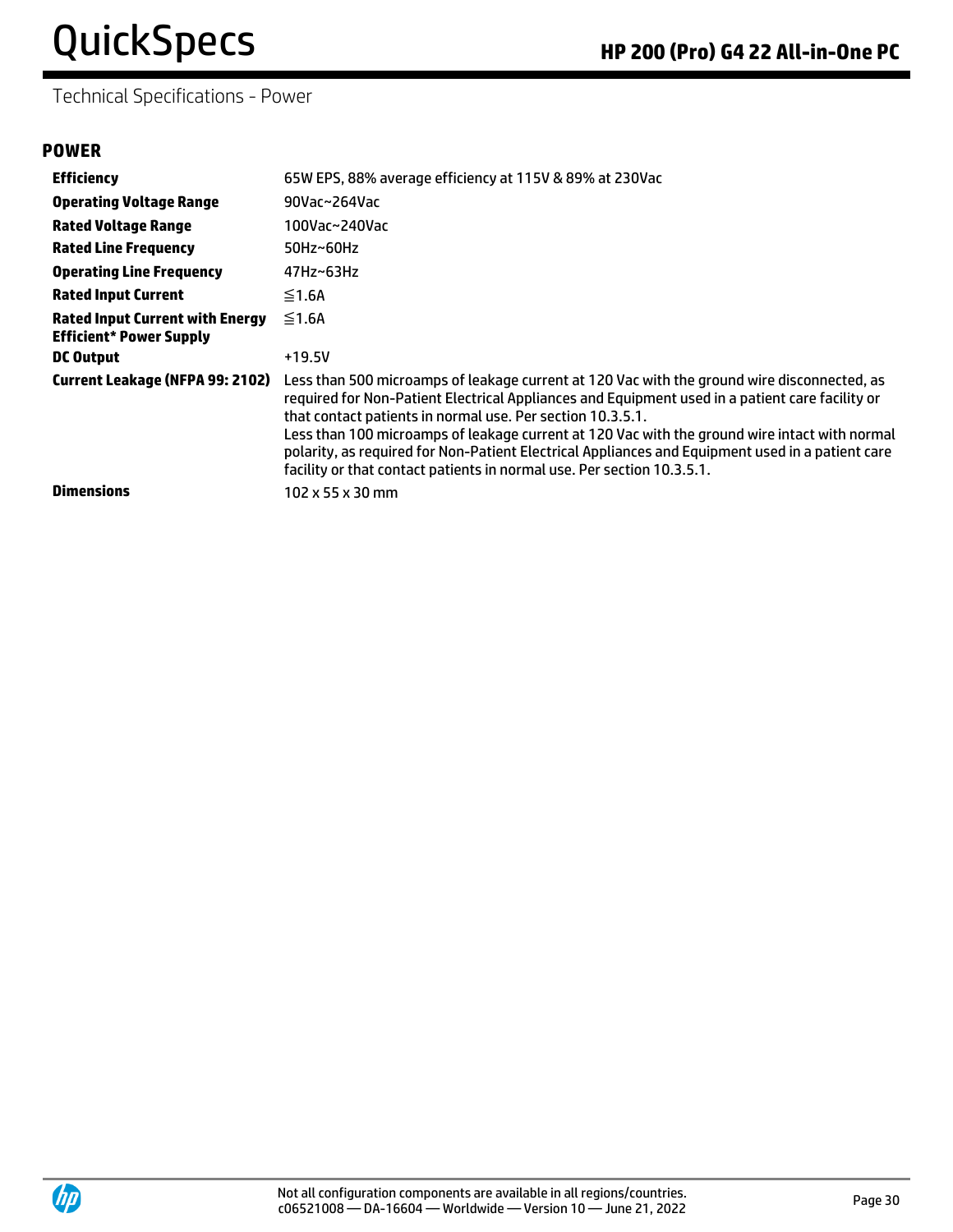Technical Specifications - Power

## POWER

| | |
|---|---|
| **Efficiency** | 65W EPS, 88% average efficiency at 115V & 89% at 230Vac |
| **Operating Voltage Range** | 90Vac~264Vac |
| **Rated Voltage Range** | 100Vac~240Vac |
| **Rated Line Frequency** | 50Hz~60Hz |
| **Operating Line Frequency** | 47Hz~63Hz |
| **Rated Input Current** | ≦1.6A |
| **Rated Input Current with Energy Efficient* Power Supply** | ≦1.6A |
| **DC Output** | +19.5V |
| **Current Leakage (NFPA 99: 2102)** | Less than 500 microamps of leakage current at 120 Vac with the ground wire disconnected, as required for Non-Patient Electrical Appliances and Equipment used in a patient care facility or that contact patients in normal use. Per section 10.3.5.1.<br>Less than 100 microamps of leakage current at 120 Vac with the ground wire intact with normal polarity, as required for Non-Patient Electrical Appliances and Equipment used in a patient care facility or that contact patients in normal use. Per section 10.3.5.1. |
| **Dimensions** | 102 x 55 x 30 mm |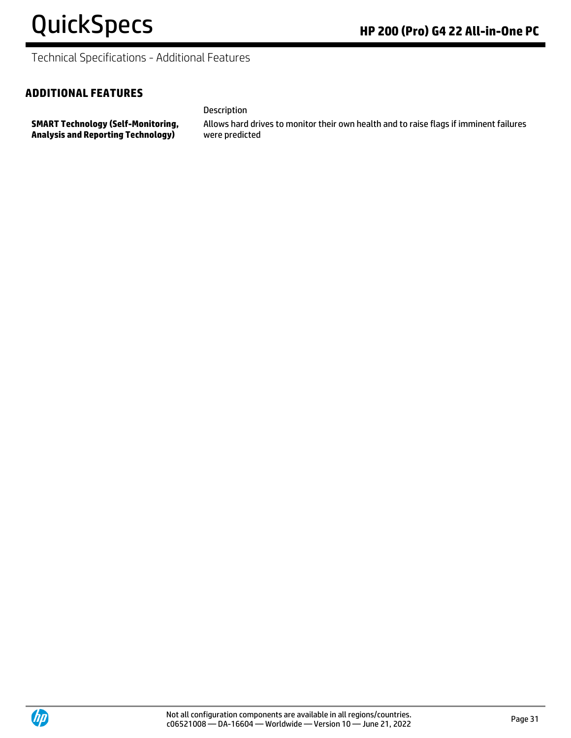## ADDITIONAL FEATURES

| | Description |
|---|---|
| **SMART Technology (Self-Monitoring, Analysis and Reporting Technology)** | Allows hard drives to monitor their own health and to raise flags if imminent failures were predicted |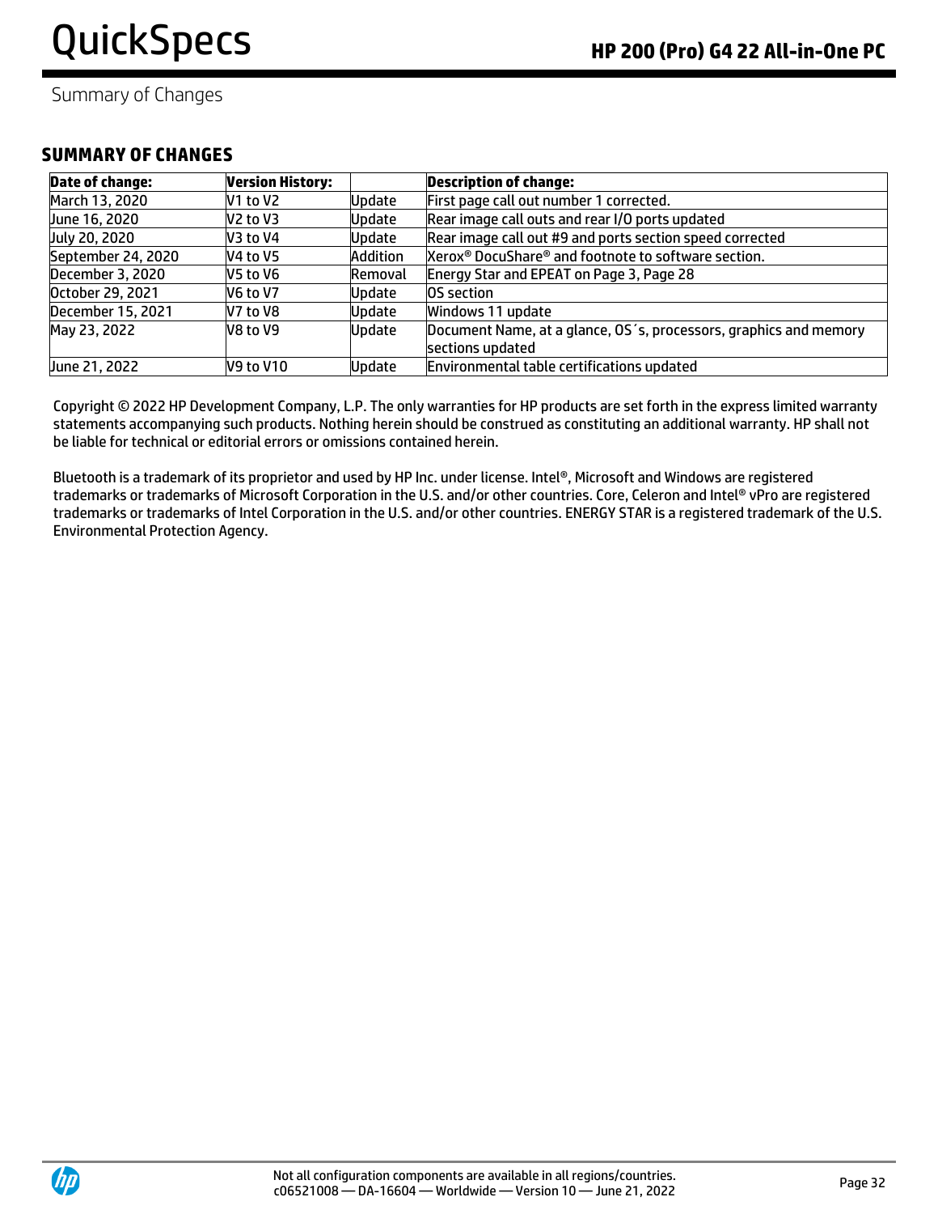## SUMMARY OF CHANGES

| Date of change: | Version History: | | Description of change: |
|---|---|---|---|
| March 13, 2020 | V1 to V2 | Update | First page call out number 1 corrected. |
| June 16, 2020 | V2 to V3 | Update | Rear image call outs and rear I/O ports updated |
| July 20, 2020 | V3 to V4 | Update | Rear image call out #9 and ports section speed corrected |
| September 24, 2020 | V4 to V5 | Addition | Xerox® DocuShare® and footnote to software section. |
| December 3, 2020 | V5 to V6 | Removal | Energy Star and EPEAT on Page 3, Page 28 |
| October 29, 2021 | V6 to V7 | Update | OS section |
| December 15, 2021 | V7 to V8 | Update | Windows 11 update |
| May 23, 2022 | V8 to V9 | Update | Document Name, at a glance, OS´s, processors, graphics and memory sections updated |
| June 21, 2022 | V9 to V10 | Update | Environmental table certifications updated |

Copyright © 2022 HP Development Company, L.P. The only warranties for HP products are set forth in the express limited warranty statements accompanying such products. Nothing herein should be construed as constituting an additional warranty. HP shall not be liable for technical or editorial errors or omissions contained herein.

Bluetooth is a trademark of its proprietor and used by HP Inc. under license. Intel®, Microsoft and Windows are registered trademarks or trademarks of Microsoft Corporation in the U.S. and/or other countries. Core, Celeron and Intel® vPro are registered trademarks or trademarks of Intel Corporation in the U.S. and/or other countries. ENERGY STAR is a registered trademark of the U.S. Environmental Protection Agency.